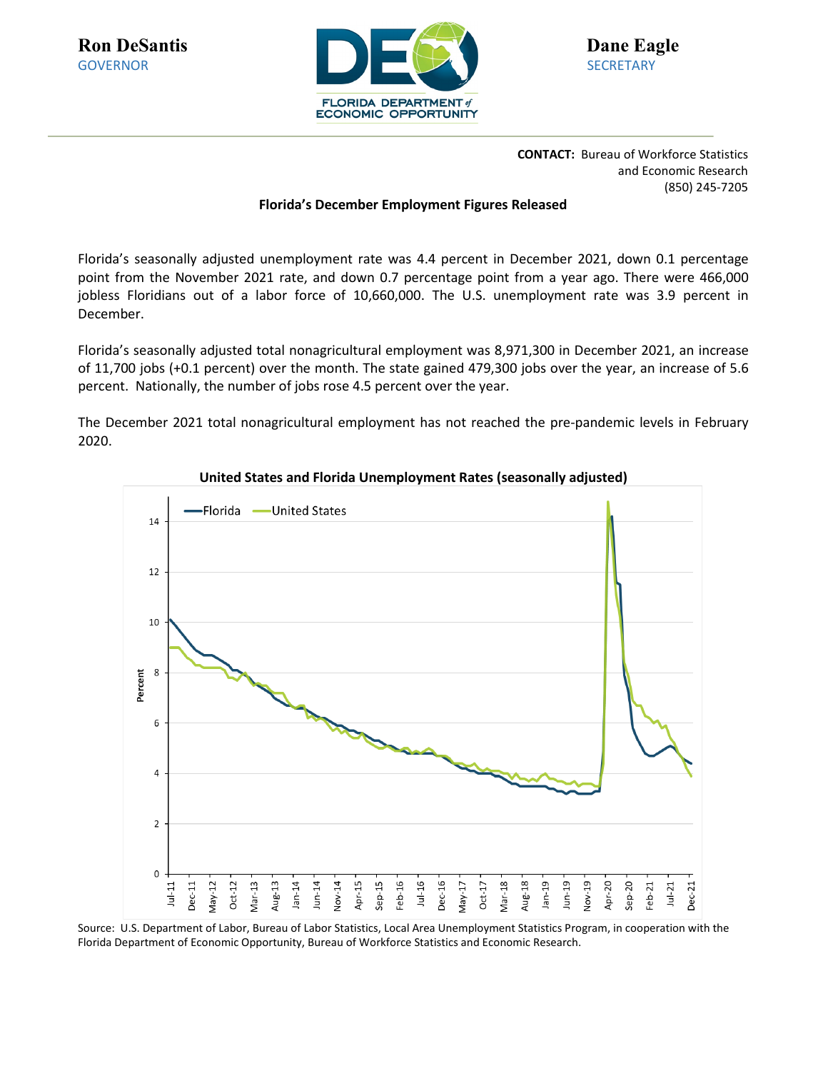**Ron DeSantis**
GOVERNOR

**Dane Eagle**
SECRETARY

FLORIDA DEPARTMENT of ECONOMIC OPPORTUNITY

**CONTACT:** Bureau of Workforce Statistics and Economic Research
(850) 245-7205

**Florida's December Employment Figures Released**

Florida's seasonally adjusted unemployment rate was 4.4 percent in December 2021, down 0.1 percentage point from the November 2021 rate, and down 0.7 percentage point from a year ago. There were 466,000 jobless Floridians out of a labor force of 10,660,000. The U.S. unemployment rate was 3.9 percent in December.

Florida's seasonally adjusted total nonagricultural employment was 8,971,300 in December 2021, an increase of 11,700 jobs (+0.1 percent) over the month. The state gained 479,300 jobs over the year, an increase of 5.6 percent. Nationally, the number of jobs rose 4.5 percent over the year.

The December 2021 total nonagricultural employment has not reached the pre-pandemic levels in February 2020.

**United States and Florida Unemployment Rates (seasonally adjusted)**

Source: U.S. Department of Labor, Bureau of Labor Statistics, Local Area Unemployment Statistics Program, in cooperation with the Florida Department of Economic Opportunity, Bureau of Workforce Statistics and Economic Research.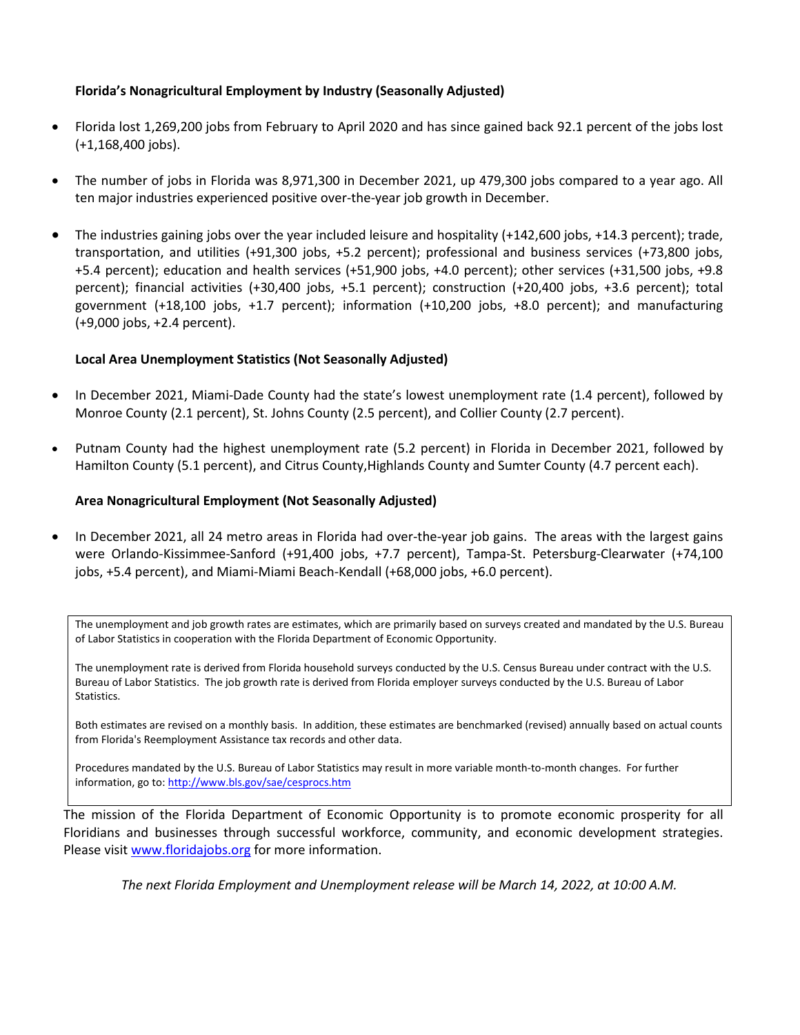**Florida's Nonagricultural Employment by Industry (Seasonally Adjusted)**

- Florida lost 1,269,200 jobs from February to April 2020 and has since gained back 92.1 percent of the jobs lost (+1,168,400 jobs).
- The number of jobs in Florida was 8,971,300 in December 2021, up 479,300 jobs compared to a year ago. All ten major industries experienced positive over-the-year job growth in December.
- The industries gaining jobs over the year included leisure and hospitality (+142,600 jobs, +14.3 percent); trade, transportation, and utilities (+91,300 jobs, +5.2 percent); professional and business services (+73,800 jobs, +5.4 percent); education and health services (+51,900 jobs, +4.0 percent); other services (+31,500 jobs, +9.8 percent); financial activities (+30,400 jobs, +5.1 percent); construction (+20,400 jobs, +3.6 percent); total government (+18,100 jobs, +1.7 percent); information (+10,200 jobs, +8.0 percent); and manufacturing (+9,000 jobs, +2.4 percent).

**Local Area Unemployment Statistics (Not Seasonally Adjusted)**

- In December 2021, Miami-Dade County had the state's lowest unemployment rate (1.4 percent), followed by Monroe County (2.1 percent), St. Johns County (2.5 percent), and Collier County (2.7 percent).
- Putnam County had the highest unemployment rate (5.2 percent) in Florida in December 2021, followed by Hamilton County (5.1 percent), and Citrus County,Highlands County and Sumter County (4.7 percent each).

**Area Nonagricultural Employment (Not Seasonally Adjusted)**

- In December 2021, all 24 metro areas in Florida had over-the-year job gains. The areas with the largest gains were Orlando-Kissimmee-Sanford (+91,400 jobs, +7.7 percent), Tampa-St. Petersburg-Clearwater (+74,100 jobs, +5.4 percent), and Miami-Miami Beach-Kendall (+68,000 jobs, +6.0 percent).

> The unemployment and job growth rates are estimates, which are primarily based on surveys created and mandated by the U.S. Bureau of Labor Statistics in cooperation with the Florida Department of Economic Opportunity.
>
> The unemployment rate is derived from Florida household surveys conducted by the U.S. Census Bureau under contract with the U.S. Bureau of Labor Statistics. The job growth rate is derived from Florida employer surveys conducted by the U.S. Bureau of Labor Statistics.
>
> Both estimates are revised on a monthly basis. In addition, these estimates are benchmarked (revised) annually based on actual counts from Florida's Reemployment Assistance tax records and other data.
>
> Procedures mandated by the U.S. Bureau of Labor Statistics may result in more variable month-to-month changes. For further information, go to: http://www.bls.gov/sae/cesprocs.htm

The mission of the Florida Department of Economic Opportunity is to promote economic prosperity for all Floridians and businesses through successful workforce, community, and economic development strategies. Please visit www.floridajobs.org for more information.

*The next Florida Employment and Unemployment release will be March 14, 2022, at 10:00 A.M.*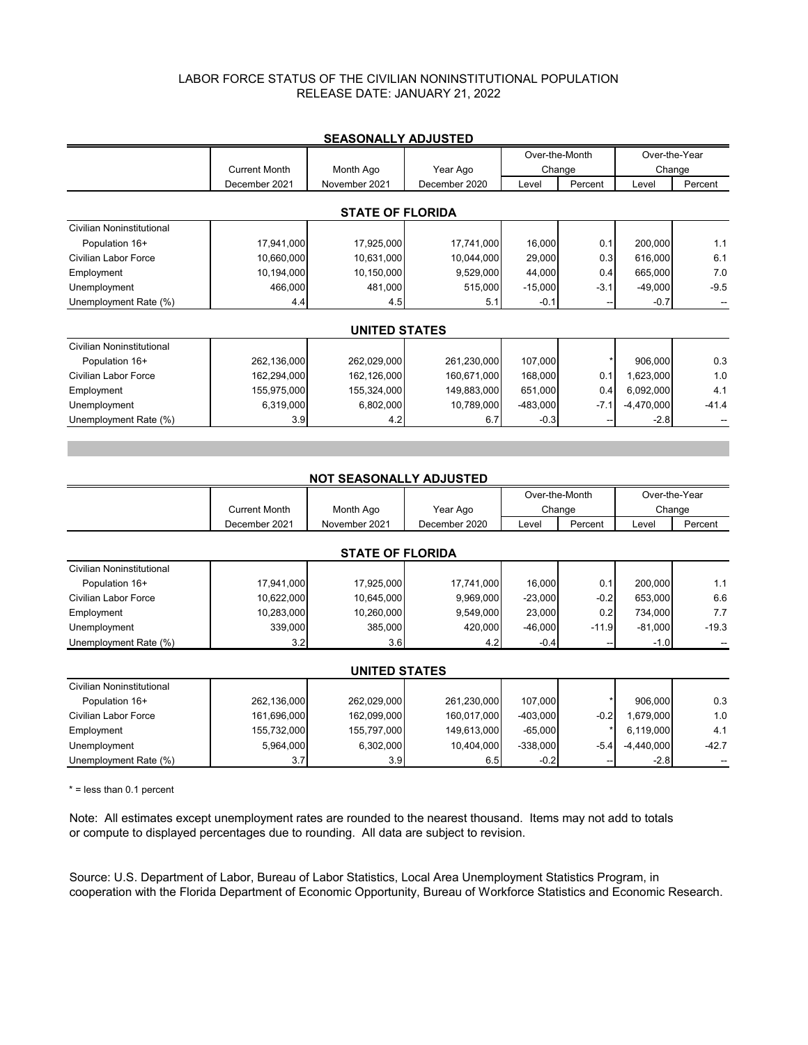LABOR FORCE STATUS OF THE CIVILIAN NONINSTITUTIONAL POPULATION
RELEASE DATE: JANUARY 21, 2022

## SEASONALLY ADJUSTED

| | Current Month | Month Ago | Year Ago | Over-the-Month Change | | Over-the-Year Change | |
|---|---|---|---|---|---|---|---|
| | December 2021 | November 2021 | December 2020 | Level | Percent | Level | Percent |
| **STATE OF FLORIDA** | | | | | | | |
| Civilian Noninstitutional Population 16+ | 17,941,000 | 17,925,000 | 17,741,000 | 16,000 | 0.1 | 200,000 | 1.1 |
| Civilian Labor Force | 10,660,000 | 10,631,000 | 10,044,000 | 29,000 | 0.3 | 616,000 | 6.1 |
| Employment | 10,194,000 | 10,150,000 | 9,529,000 | 44,000 | 0.4 | 665,000 | 7.0 |
| Unemployment | 466,000 | 481,000 | 515,000 | -15,000 | -3.1 | -49,000 | -9.5 |
| Unemployment Rate (%) | 4.4 | 4.5 | 5.1 | -0.1 | -- | -0.7 | -- |
| **UNITED STATES** | | | | | | | |
| Civilian Noninstitutional Population 16+ | 262,136,000 | 262,029,000 | 261,230,000 | 107,000 | * | 906,000 | 0.3 |
| Civilian Labor Force | 162,294,000 | 162,126,000 | 160,671,000 | 168,000 | 0.1 | 1,623,000 | 1.0 |
| Employment | 155,975,000 | 155,324,000 | 149,883,000 | 651,000 | 0.4 | 6,092,000 | 4.1 |
| Unemployment | 6,319,000 | 6,802,000 | 10,789,000 | -483,000 | -7.1 | -4,470,000 | -41.4 |
| Unemployment Rate (%) | 3.9 | 4.2 | 6.7 | -0.3 | -- | -2.8 | -- |

## NOT SEASONALLY ADJUSTED

| | Current Month | Month Ago | Year Ago | Over-the-Month Change | | Over-the-Year Change | |
|---|---|---|---|---|---|---|---|
| | December 2021 | November 2021 | December 2020 | Level | Percent | Level | Percent |
| **STATE OF FLORIDA** | | | | | | | |
| Civilian Noninstitutional Population 16+ | 17,941,000 | 17,925,000 | 17,741,000 | 16,000 | 0.1 | 200,000 | 1.1 |
| Civilian Labor Force | 10,622,000 | 10,645,000 | 9,969,000 | -23,000 | -0.2 | 653,000 | 6.6 |
| Employment | 10,283,000 | 10,260,000 | 9,549,000 | 23,000 | 0.2 | 734,000 | 7.7 |
| Unemployment | 339,000 | 385,000 | 420,000 | -46,000 | -11.9 | -81,000 | -19.3 |
| Unemployment Rate (%) | 3.2 | 3.6 | 4.2 | -0.4 | -- | -1.0 | -- |
| **UNITED STATES** | | | | | | | |
| Civilian Noninstitutional Population 16+ | 262,136,000 | 262,029,000 | 261,230,000 | 107,000 | * | 906,000 | 0.3 |
| Civilian Labor Force | 161,696,000 | 162,099,000 | 160,017,000 | -403,000 | -0.2 | 1,679,000 | 1.0 |
| Employment | 155,732,000 | 155,797,000 | 149,613,000 | -65,000 | * | 6,119,000 | 4.1 |
| Unemployment | 5,964,000 | 6,302,000 | 10,404,000 | -338,000 | -5.4 | -4,440,000 | -42.7 |
| Unemployment Rate (%) | 3.7 | 3.9 | 6.5 | -0.2 | -- | -2.8 | -- |

\* = less than 0.1 percent

Note: All estimates except unemployment rates are rounded to the nearest thousand. Items may not add to totals or compute to displayed percentages due to rounding. All data are subject to revision.

Source: U.S. Department of Labor, Bureau of Labor Statistics, Local Area Unemployment Statistics Program, in cooperation with the Florida Department of Economic Opportunity, Bureau of Workforce Statistics and Economic Research.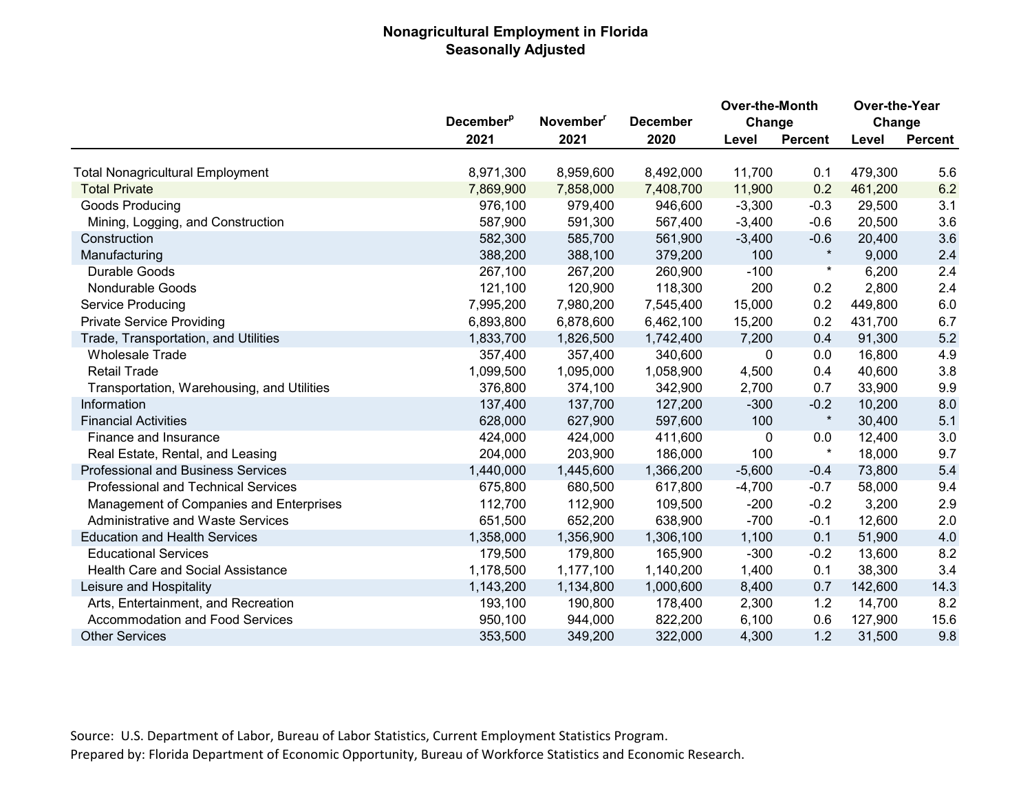# Nonagricultural Employment in Florida
## Seasonally Adjusted

| | December[p] 2021 | November[r] 2021 | December 2020 | Over-the-Month Change | | Over-the-Year Change | |
|---|---|---|---|---|---|---|---|
| | | | | Level | Percent | Level | Percent |
| Total Nonagricultural Employment | 8,971,300 | 8,959,600 | 8,492,000 | 11,700 | 0.1 | 479,300 | 5.6 |
| Total Private | 7,869,900 | 7,858,000 | 7,408,700 | 11,900 | 0.2 | 461,200 | 6.2 |
| Goods Producing | 976,100 | 979,400 | 946,600 | -3,300 | -0.3 | 29,500 | 3.1 |
| Mining, Logging, and Construction | 587,900 | 591,300 | 567,400 | -3,400 | -0.6 | 20,500 | 3.6 |
| Construction | 582,300 | 585,700 | 561,900 | -3,400 | -0.6 | 20,400 | 3.6 |
| Manufacturing | 388,200 | 388,100 | 379,200 | 100 | * | 9,000 | 2.4 |
| Durable Goods | 267,100 | 267,200 | 260,900 | -100 | * | 6,200 | 2.4 |
| Nondurable Goods | 121,100 | 120,900 | 118,300 | 200 | 0.2 | 2,800 | 2.4 |
| Service Producing | 7,995,200 | 7,980,200 | 7,545,400 | 15,000 | 0.2 | 449,800 | 6.0 |
| Private Service Providing | 6,893,800 | 6,878,600 | 6,462,100 | 15,200 | 0.2 | 431,700 | 6.7 |
| Trade, Transportation, and Utilities | 1,833,700 | 1,826,500 | 1,742,400 | 7,200 | 0.4 | 91,300 | 5.2 |
| Wholesale Trade | 357,400 | 357,400 | 340,600 | 0 | 0.0 | 16,800 | 4.9 |
| Retail Trade | 1,099,500 | 1,095,000 | 1,058,900 | 4,500 | 0.4 | 40,600 | 3.8 |
| Transportation, Warehousing, and Utilities | 376,800 | 374,100 | 342,900 | 2,700 | 0.7 | 33,900 | 9.9 |
| Information | 137,400 | 137,700 | 127,200 | -300 | -0.2 | 10,200 | 8.0 |
| Financial Activities | 628,000 | 627,900 | 597,600 | 100 | * | 30,400 | 5.1 |
| Finance and Insurance | 424,000 | 424,000 | 411,600 | 0 | 0.0 | 12,400 | 3.0 |
| Real Estate, Rental, and Leasing | 204,000 | 203,900 | 186,000 | 100 | * | 18,000 | 9.7 |
| Professional and Business Services | 1,440,000 | 1,445,600 | 1,366,200 | -5,600 | -0.4 | 73,800 | 5.4 |
| Professional and Technical Services | 675,800 | 680,500 | 617,800 | -4,700 | -0.7 | 58,000 | 9.4 |
| Management of Companies and Enterprises | 112,700 | 112,900 | 109,500 | -200 | -0.2 | 3,200 | 2.9 |
| Administrative and Waste Services | 651,500 | 652,200 | 638,900 | -700 | -0.1 | 12,600 | 2.0 |
| Education and Health Services | 1,358,000 | 1,356,900 | 1,306,100 | 1,100 | 0.1 | 51,900 | 4.0 |
| Educational Services | 179,500 | 179,800 | 165,900 | -300 | -0.2 | 13,600 | 8.2 |
| Health Care and Social Assistance | 1,178,500 | 1,177,100 | 1,140,200 | 1,400 | 0.1 | 38,300 | 3.4 |
| Leisure and Hospitality | 1,143,200 | 1,134,800 | 1,000,600 | 8,400 | 0.7 | 142,600 | 14.3 |
| Arts, Entertainment, and Recreation | 193,100 | 190,800 | 178,400 | 2,300 | 1.2 | 14,700 | 8.2 |
| Accommodation and Food Services | 950,100 | 944,000 | 822,200 | 6,100 | 0.6 | 127,900 | 15.6 |
| Other Services | 353,500 | 349,200 | 322,000 | 4,300 | 1.2 | 31,500 | 9.8 |

Source: U.S. Department of Labor, Bureau of Labor Statistics, Current Employment Statistics Program.
Prepared by: Florida Department of Economic Opportunity, Bureau of Workforce Statistics and Economic Research.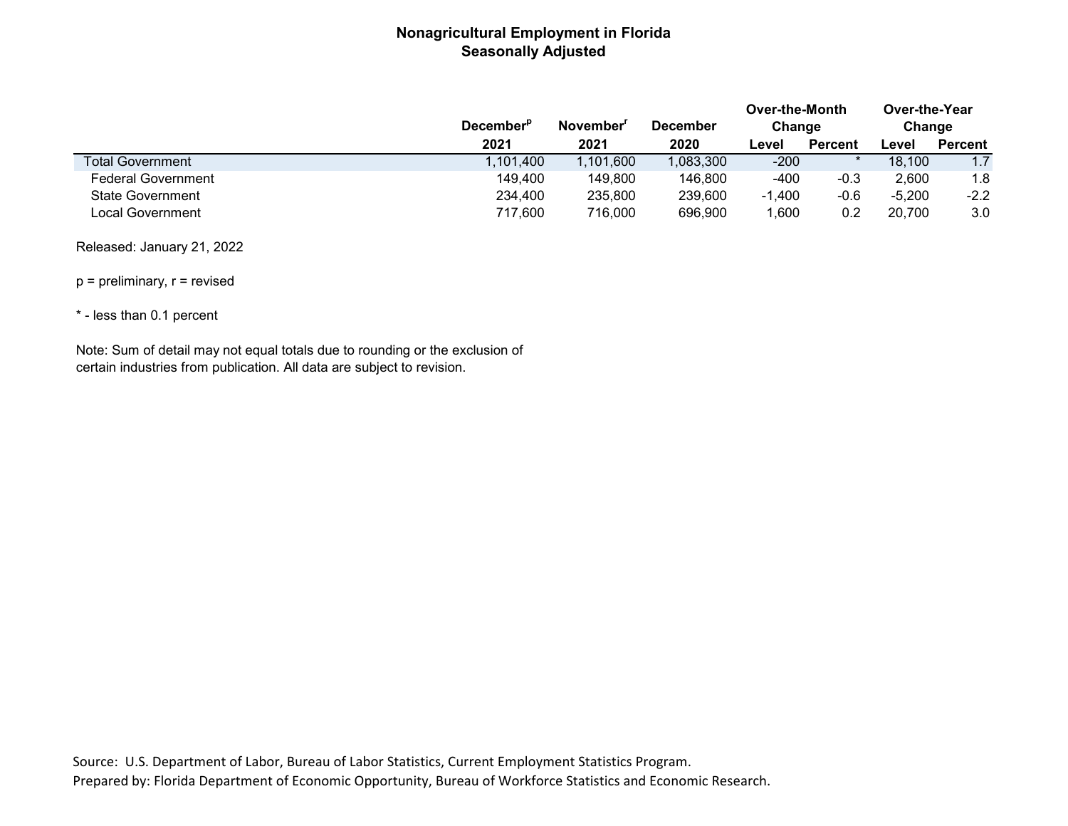# Nonagricultural Employment in Florida
## Seasonally Adjusted

| | December[p] 2021 | November[r] 2021 | December 2020 | Over-the-Month Change | | Over-the-Year Change | |
|---|---|---|---|---|---|---|---|
| | | | | Level | Percent | Level | Percent |
| Total Government | 1,101,400 | 1,101,600 | 1,083,300 | -200 | * | 18,100 | 1.7 |
| Federal Government | 149,400 | 149,800 | 146,800 | -400 | -0.3 | 2,600 | 1.8 |
| State Government | 234,400 | 235,800 | 239,600 | -1,400 | -0.6 | -5,200 | -2.2 |
| Local Government | 717,600 | 716,000 | 696,900 | 1,600 | 0.2 | 20,700 | 3.0 |

Released: January 21, 2022

p = preliminary, r = revised

* - less than 0.1 percent

Note: Sum of detail may not equal totals due to rounding or the exclusion of certain industries from publication. All data are subject to revision.

Source: U.S. Department of Labor, Bureau of Labor Statistics, Current Employment Statistics Program.
Prepared by: Florida Department of Economic Opportunity, Bureau of Workforce Statistics and Economic Research.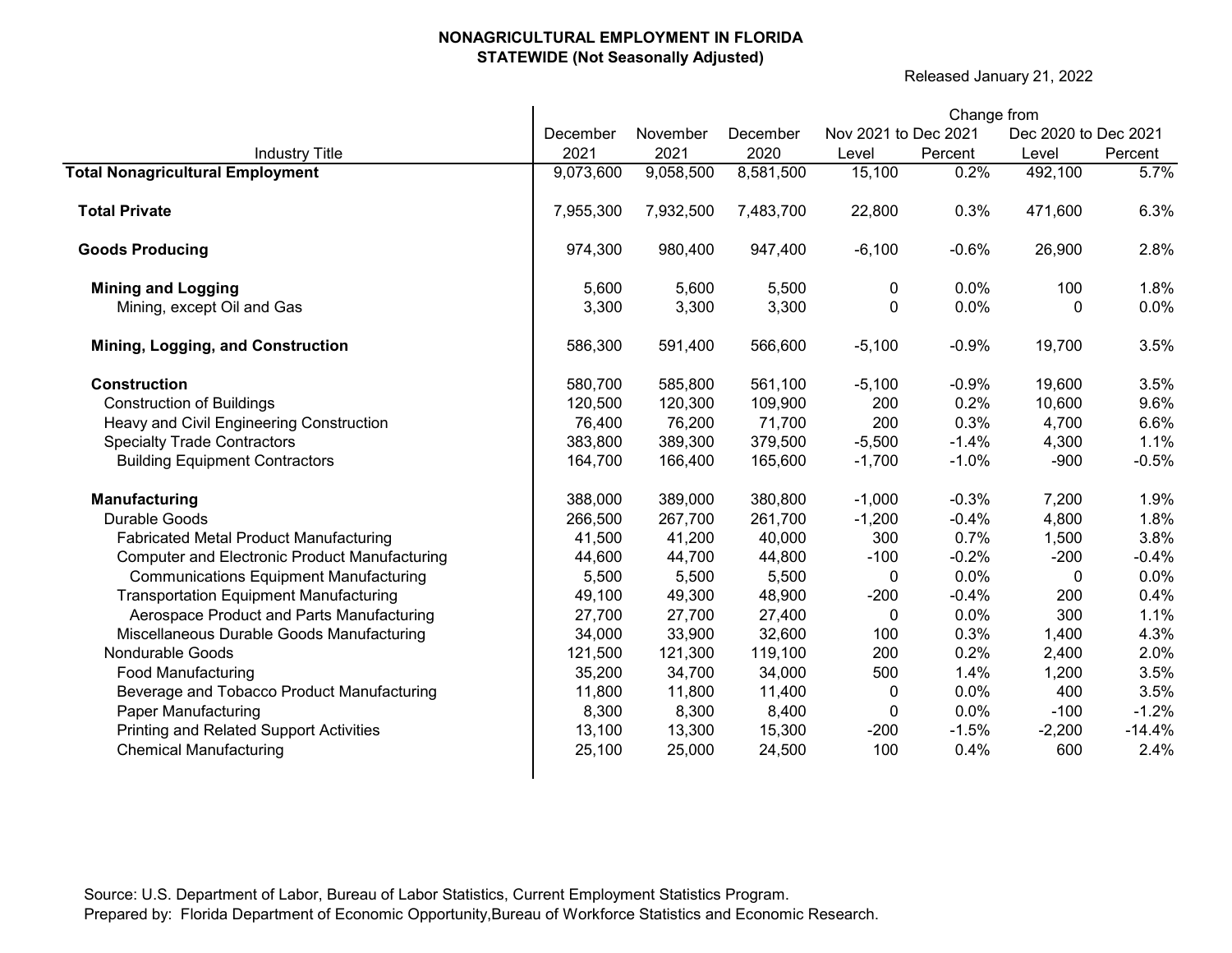**NONAGRICULTURAL EMPLOYMENT IN FLORIDA**
**STATEWIDE (Not Seasonally Adjusted)**

Released January 21, 2022

| Industry Title | December 2021 | November 2021 | December 2020 | Change from Nov 2021 to Dec 2021 Level | Nov 2021 to Dec 2021 Percent | Dec 2020 to Dec 2021 Level | Dec 2020 to Dec 2021 Percent |
|---|---|---|---|---|---|---|---|
| **Total Nonagricultural Employment** | 9,073,600 | 9,058,500 | 8,581,500 | 15,100 | 0.2% | 492,100 | 5.7% |
| **Total Private** | 7,955,300 | 7,932,500 | 7,483,700 | 22,800 | 0.3% | 471,600 | 6.3% |
| **Goods Producing** | 974,300 | 980,400 | 947,400 | -6,100 | -0.6% | 26,900 | 2.8% |
| **Mining and Logging** | 5,600 | 5,600 | 5,500 | 0 | 0.0% | 100 | 1.8% |
| Mining, except Oil and Gas | 3,300 | 3,300 | 3,300 | 0 | 0.0% | 0 | 0.0% |
| **Mining, Logging, and Construction** | 586,300 | 591,400 | 566,600 | -5,100 | -0.9% | 19,700 | 3.5% |
| **Construction** | 580,700 | 585,800 | 561,100 | -5,100 | -0.9% | 19,600 | 3.5% |
| Construction of Buildings | 120,500 | 120,300 | 109,900 | 200 | 0.2% | 10,600 | 9.6% |
| Heavy and Civil Engineering Construction | 76,400 | 76,200 | 71,700 | 200 | 0.3% | 4,700 | 6.6% |
| Specialty Trade Contractors | 383,800 | 389,300 | 379,500 | -5,500 | -1.4% | 4,300 | 1.1% |
| Building Equipment Contractors | 164,700 | 166,400 | 165,600 | -1,700 | -1.0% | -900 | -0.5% |
| **Manufacturing** | 388,000 | 389,000 | 380,800 | -1,000 | -0.3% | 7,200 | 1.9% |
| Durable Goods | 266,500 | 267,700 | 261,700 | -1,200 | -0.4% | 4,800 | 1.8% |
| Fabricated Metal Product Manufacturing | 41,500 | 41,200 | 40,000 | 300 | 0.7% | 1,500 | 3.8% |
| Computer and Electronic Product Manufacturing | 44,600 | 44,700 | 44,800 | -100 | -0.2% | -200 | -0.4% |
| Communications Equipment Manufacturing | 5,500 | 5,500 | 5,500 | 0 | 0.0% | 0 | 0.0% |
| Transportation Equipment Manufacturing | 49,100 | 49,300 | 48,900 | -200 | -0.4% | 200 | 0.4% |
| Aerospace Product and Parts Manufacturing | 27,700 | 27,700 | 27,400 | 0 | 0.0% | 300 | 1.1% |
| Miscellaneous Durable Goods Manufacturing | 34,000 | 33,900 | 32,600 | 100 | 0.3% | 1,400 | 4.3% |
| Nondurable Goods | 121,500 | 121,300 | 119,100 | 200 | 0.2% | 2,400 | 2.0% |
| Food Manufacturing | 35,200 | 34,700 | 34,000 | 500 | 1.4% | 1,200 | 3.5% |
| Beverage and Tobacco Product Manufacturing | 11,800 | 11,800 | 11,400 | 0 | 0.0% | 400 | 3.5% |
| Paper Manufacturing | 8,300 | 8,300 | 8,400 | 0 | 0.0% | -100 | -1.2% |
| Printing and Related Support Activities | 13,100 | 13,300 | 15,300 | -200 | -1.5% | -2,200 | -14.4% |
| Chemical Manufacturing | 25,100 | 25,000 | 24,500 | 100 | 0.4% | 600 | 2.4% |

Source: U.S. Department of Labor, Bureau of Labor Statistics, Current Employment Statistics Program.
Prepared by: Florida Department of Economic Opportunity,Bureau of Workforce Statistics and Economic Research.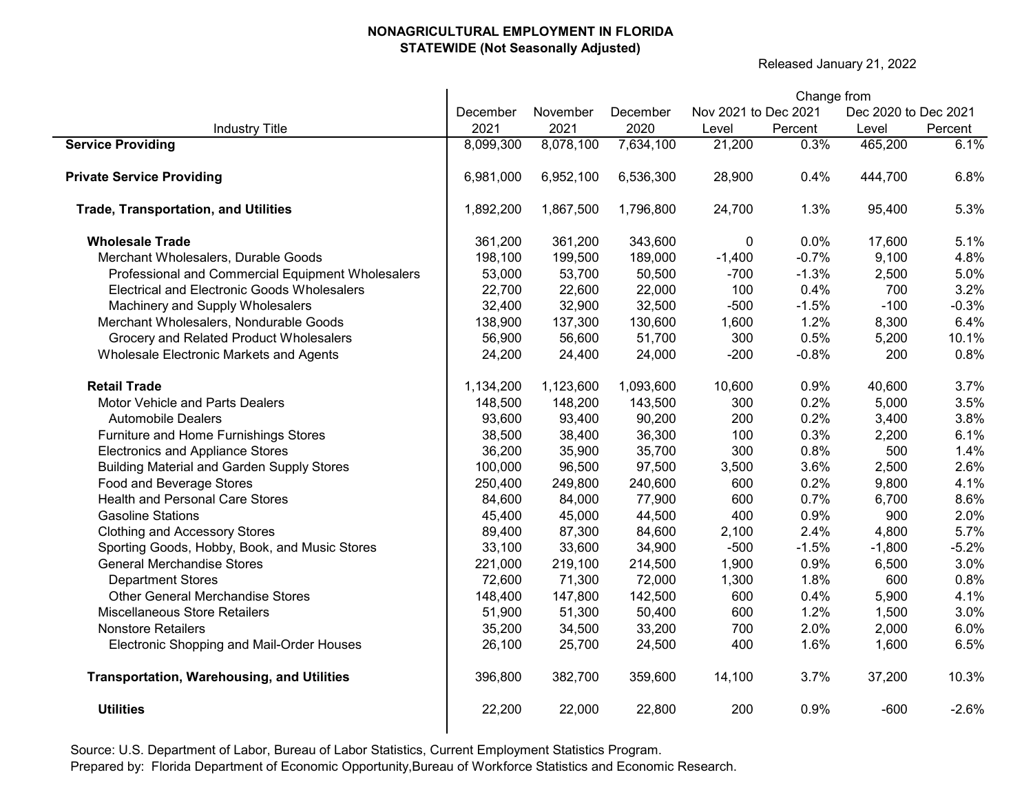# NONAGRICULTURAL EMPLOYMENT IN FLORIDA
## STATEWIDE (Not Seasonally Adjusted)

Released January 21, 2022

| Industry Title | December 2021 | November 2021 | December 2020 | Change from Nov 2021 to Dec 2021 Level | Change from Nov 2021 to Dec 2021 Percent | Change from Dec 2020 to Dec 2021 Level | Change from Dec 2020 to Dec 2021 Percent |
|---|---|---|---|---|---|---|---|
| **Service Providing** | 8,099,300 | 8,078,100 | 7,634,100 | 21,200 | 0.3% | 465,200 | 6.1% |
| **Private Service Providing** | 6,981,000 | 6,952,100 | 6,536,300 | 28,900 | 0.4% | 444,700 | 6.8% |
| **Trade, Transportation, and Utilities** | 1,892,200 | 1,867,500 | 1,796,800 | 24,700 | 1.3% | 95,400 | 5.3% |
| **Wholesale Trade** | 361,200 | 361,200 | 343,600 | 0 | 0.0% | 17,600 | 5.1% |
| Merchant Wholesalers, Durable Goods | 198,100 | 199,500 | 189,000 | -1,400 | -0.7% | 9,100 | 4.8% |
| Professional and Commercial Equipment Wholesalers | 53,000 | 53,700 | 50,500 | -700 | -1.3% | 2,500 | 5.0% |
| Electrical and Electronic Goods Wholesalers | 22,700 | 22,600 | 22,000 | 100 | 0.4% | 700 | 3.2% |
| Machinery and Supply Wholesalers | 32,400 | 32,900 | 32,500 | -500 | -1.5% | -100 | -0.3% |
| Merchant Wholesalers, Nondurable Goods | 138,900 | 137,300 | 130,600 | 1,600 | 1.2% | 8,300 | 6.4% |
| Grocery and Related Product Wholesalers | 56,900 | 56,600 | 51,700 | 300 | 0.5% | 5,200 | 10.1% |
| Wholesale Electronic Markets and Agents | 24,200 | 24,400 | 24,000 | -200 | -0.8% | 200 | 0.8% |
| **Retail Trade** | 1,134,200 | 1,123,600 | 1,093,600 | 10,600 | 0.9% | 40,600 | 3.7% |
| Motor Vehicle and Parts Dealers | 148,500 | 148,200 | 143,500 | 300 | 0.2% | 5,000 | 3.5% |
| Automobile Dealers | 93,600 | 93,400 | 90,200 | 200 | 0.2% | 3,400 | 3.8% |
| Furniture and Home Furnishings Stores | 38,500 | 38,400 | 36,300 | 100 | 0.3% | 2,200 | 6.1% |
| Electronics and Appliance Stores | 36,200 | 35,900 | 35,700 | 300 | 0.8% | 500 | 1.4% |
| Building Material and Garden Supply Stores | 100,000 | 96,500 | 97,500 | 3,500 | 3.6% | 2,500 | 2.6% |
| Food and Beverage Stores | 250,400 | 249,800 | 240,600 | 600 | 0.2% | 9,800 | 4.1% |
| Health and Personal Care Stores | 84,600 | 84,000 | 77,900 | 600 | 0.7% | 6,700 | 8.6% |
| Gasoline Stations | 45,400 | 45,000 | 44,500 | 400 | 0.9% | 900 | 2.0% |
| Clothing and Accessory Stores | 89,400 | 87,300 | 84,600 | 2,100 | 2.4% | 4,800 | 5.7% |
| Sporting Goods, Hobby, Book, and Music Stores | 33,100 | 33,600 | 34,900 | -500 | -1.5% | -1,800 | -5.2% |
| General Merchandise Stores | 221,000 | 219,100 | 214,500 | 1,900 | 0.9% | 6,500 | 3.0% |
| Department Stores | 72,600 | 71,300 | 72,000 | 1,300 | 1.8% | 600 | 0.8% |
| Other General Merchandise Stores | 148,400 | 147,800 | 142,500 | 600 | 0.4% | 5,900 | 4.1% |
| Miscellaneous Store Retailers | 51,900 | 51,300 | 50,400 | 600 | 1.2% | 1,500 | 3.0% |
| Nonstore Retailers | 35,200 | 34,500 | 33,200 | 700 | 2.0% | 2,000 | 6.0% |
| Electronic Shopping and Mail-Order Houses | 26,100 | 25,700 | 24,500 | 400 | 1.6% | 1,600 | 6.5% |
| **Transportation, Warehousing, and Utilities** | 396,800 | 382,700 | 359,600 | 14,100 | 3.7% | 37,200 | 10.3% |
| **Utilities** | 22,200 | 22,000 | 22,800 | 200 | 0.9% | -600 | -2.6% |

Source: U.S. Department of Labor, Bureau of Labor Statistics, Current Employment Statistics Program.
Prepared by: Florida Department of Economic Opportunity,Bureau of Workforce Statistics and Economic Research.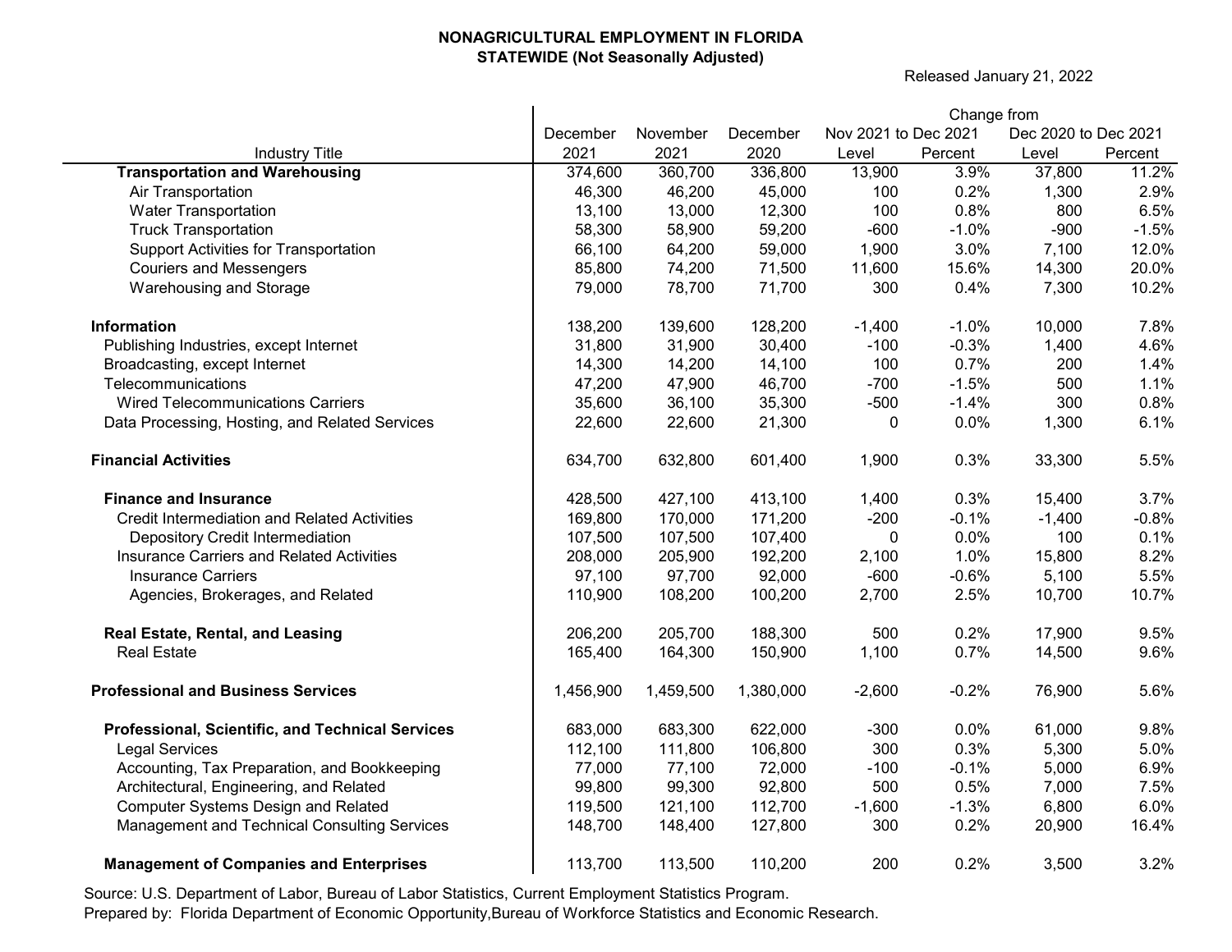**NONAGRICULTURAL EMPLOYMENT IN FLORIDA**
**STATEWIDE (Not Seasonally Adjusted)**

Released January 21, 2022

| Industry Title | December 2021 | November 2021 | December 2020 | Change from Nov 2021 to Dec 2021 Level | Nov 2021 to Dec 2021 Percent | Dec 2020 to Dec 2021 Level | Dec 2020 to Dec 2021 Percent |
|---|---|---|---|---|---|---|---|
| **Transportation and Warehousing** | 374,600 | 360,700 | 336,800 | 13,900 | 3.9% | 37,800 | 11.2% |
| Air Transportation | 46,300 | 46,200 | 45,000 | 100 | 0.2% | 1,300 | 2.9% |
| Water Transportation | 13,100 | 13,000 | 12,300 | 100 | 0.8% | 800 | 6.5% |
| Truck Transportation | 58,300 | 58,900 | 59,200 | -600 | -1.0% | -900 | -1.5% |
| Support Activities for Transportation | 66,100 | 64,200 | 59,000 | 1,900 | 3.0% | 7,100 | 12.0% |
| Couriers and Messengers | 85,800 | 74,200 | 71,500 | 11,600 | 15.6% | 14,300 | 20.0% |
| Warehousing and Storage | 79,000 | 78,700 | 71,700 | 300 | 0.4% | 7,300 | 10.2% |
| | | | | | | | |
| **Information** | 138,200 | 139,600 | 128,200 | -1,400 | -1.0% | 10,000 | 7.8% |
| Publishing Industries, except Internet | 31,800 | 31,900 | 30,400 | -100 | -0.3% | 1,400 | 4.6% |
| Broadcasting, except Internet | 14,300 | 14,200 | 14,100 | 100 | 0.7% | 200 | 1.4% |
| Telecommunications | 47,200 | 47,900 | 46,700 | -700 | -1.5% | 500 | 1.1% |
| Wired Telecommunications Carriers | 35,600 | 36,100 | 35,300 | -500 | -1.4% | 300 | 0.8% |
| Data Processing, Hosting, and Related Services | 22,600 | 22,600 | 21,300 | 0 | 0.0% | 1,300 | 6.1% |
| | | | | | | | |
| **Financial Activities** | 634,700 | 632,800 | 601,400 | 1,900 | 0.3% | 33,300 | 5.5% |
| | | | | | | | |
| **Finance and Insurance** | 428,500 | 427,100 | 413,100 | 1,400 | 0.3% | 15,400 | 3.7% |
| Credit Intermediation and Related Activities | 169,800 | 170,000 | 171,200 | -200 | -0.1% | -1,400 | -0.8% |
| Depository Credit Intermediation | 107,500 | 107,500 | 107,400 | 0 | 0.0% | 100 | 0.1% |
| Insurance Carriers and Related Activities | 208,000 | 205,900 | 192,200 | 2,100 | 1.0% | 15,800 | 8.2% |
| Insurance Carriers | 97,100 | 97,700 | 92,000 | -600 | -0.6% | 5,100 | 5.5% |
| Agencies, Brokerages, and Related | 110,900 | 108,200 | 100,200 | 2,700 | 2.5% | 10,700 | 10.7% |
| | | | | | | | |
| **Real Estate, Rental, and Leasing** | 206,200 | 205,700 | 188,300 | 500 | 0.2% | 17,900 | 9.5% |
| Real Estate | 165,400 | 164,300 | 150,900 | 1,100 | 0.7% | 14,500 | 9.6% |
| | | | | | | | |
| **Professional and Business Services** | 1,456,900 | 1,459,500 | 1,380,000 | -2,600 | -0.2% | 76,900 | 5.6% |
| | | | | | | | |
| **Professional, Scientific, and Technical Services** | 683,000 | 683,300 | 622,000 | -300 | 0.0% | 61,000 | 9.8% |
| Legal Services | 112,100 | 111,800 | 106,800 | 300 | 0.3% | 5,300 | 5.0% |
| Accounting, Tax Preparation, and Bookkeeping | 77,000 | 77,100 | 72,000 | -100 | -0.1% | 5,000 | 6.9% |
| Architectural, Engineering, and Related | 99,800 | 99,300 | 92,800 | 500 | 0.5% | 7,000 | 7.5% |
| Computer Systems Design and Related | 119,500 | 121,100 | 112,700 | -1,600 | -1.3% | 6,800 | 6.0% |
| Management and Technical Consulting Services | 148,700 | 148,400 | 127,800 | 300 | 0.2% | 20,900 | 16.4% |
| | | | | | | | |
| **Management of Companies and Enterprises** | 113,700 | 113,500 | 110,200 | 200 | 0.2% | 3,500 | 3.2% |

Source: U.S. Department of Labor, Bureau of Labor Statistics, Current Employment Statistics Program.
Prepared by: Florida Department of Economic Opportunity,Bureau of Workforce Statistics and Economic Research.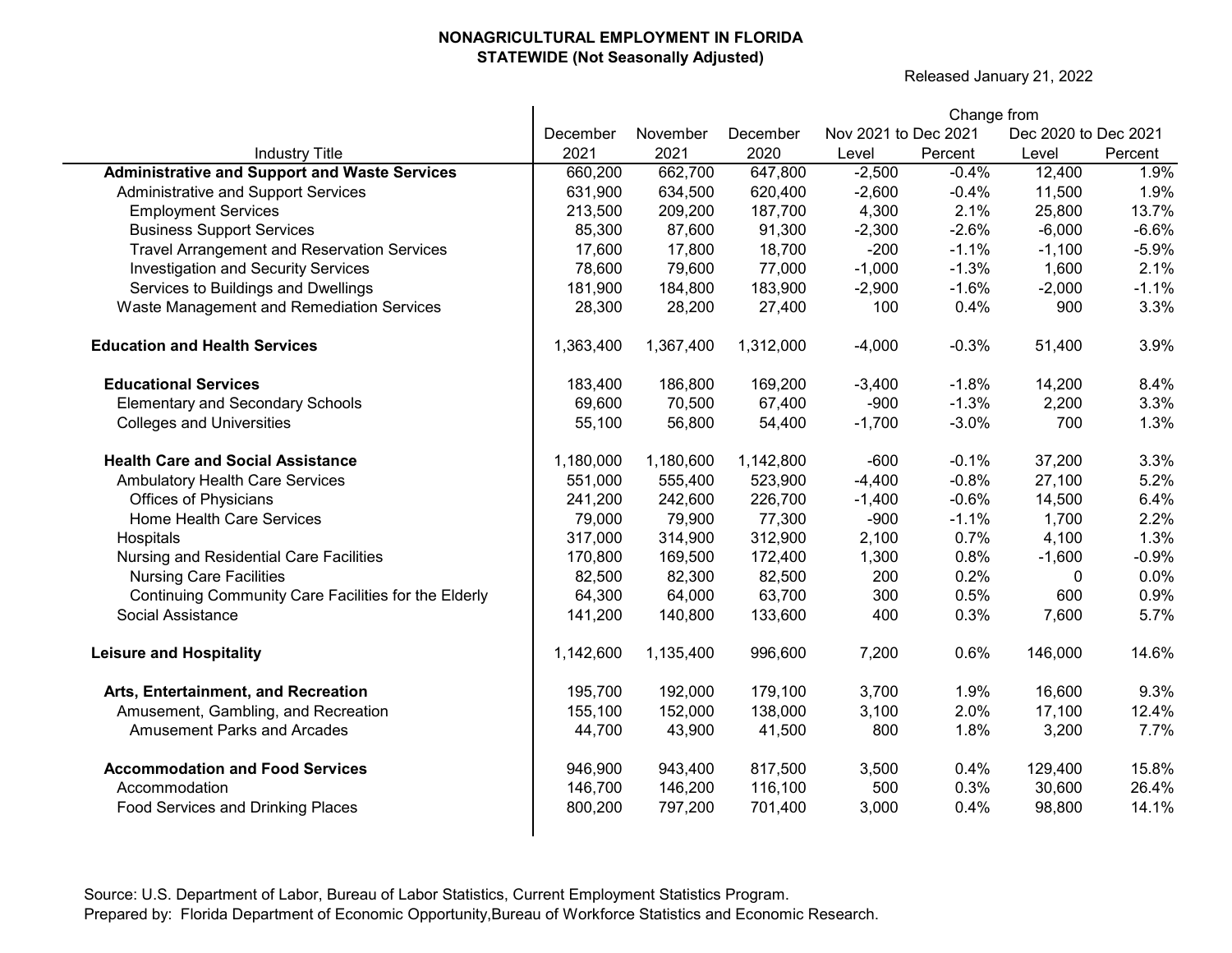**NONAGRICULTURAL EMPLOYMENT IN FLORIDA**
**STATEWIDE (Not Seasonally Adjusted)**

Released January 21, 2022

| Industry Title | December 2021 | November 2021 | December 2020 | Change from Nov 2021 to Dec 2021 Level | Change from Nov 2021 to Dec 2021 Percent | Change from Dec 2020 to Dec 2021 Level | Change from Dec 2020 to Dec 2021 Percent |
|---|---|---|---|---|---|---|---|
| **Administrative and Support and Waste Services** | 660,200 | 662,700 | 647,800 | -2,500 | -0.4% | 12,400 | 1.9% |
| Administrative and Support Services | 631,900 | 634,500 | 620,400 | -2,600 | -0.4% | 11,500 | 1.9% |
| Employment Services | 213,500 | 209,200 | 187,700 | 4,300 | 2.1% | 25,800 | 13.7% |
| Business Support Services | 85,300 | 87,600 | 91,300 | -2,300 | -2.6% | -6,000 | -6.6% |
| Travel Arrangement and Reservation Services | 17,600 | 17,800 | 18,700 | -200 | -1.1% | -1,100 | -5.9% |
| Investigation and Security Services | 78,600 | 79,600 | 77,000 | -1,000 | -1.3% | 1,600 | 2.1% |
| Services to Buildings and Dwellings | 181,900 | 184,800 | 183,900 | -2,900 | -1.6% | -2,000 | -1.1% |
| Waste Management and Remediation Services | 28,300 | 28,200 | 27,400 | 100 | 0.4% | 900 | 3.3% |
| **Education and Health Services** | 1,363,400 | 1,367,400 | 1,312,000 | -4,000 | -0.3% | 51,400 | 3.9% |
| **Educational Services** | 183,400 | 186,800 | 169,200 | -3,400 | -1.8% | 14,200 | 8.4% |
| Elementary and Secondary Schools | 69,600 | 70,500 | 67,400 | -900 | -1.3% | 2,200 | 3.3% |
| Colleges and Universities | 55,100 | 56,800 | 54,400 | -1,700 | -3.0% | 700 | 1.3% |
| **Health Care and Social Assistance** | 1,180,000 | 1,180,600 | 1,142,800 | -600 | -0.1% | 37,200 | 3.3% |
| Ambulatory Health Care Services | 551,000 | 555,400 | 523,900 | -4,400 | -0.8% | 27,100 | 5.2% |
| Offices of Physicians | 241,200 | 242,600 | 226,700 | -1,400 | -0.6% | 14,500 | 6.4% |
| Home Health Care Services | 79,000 | 79,900 | 77,300 | -900 | -1.1% | 1,700 | 2.2% |
| Hospitals | 317,000 | 314,900 | 312,900 | 2,100 | 0.7% | 4,100 | 1.3% |
| Nursing and Residential Care Facilities | 170,800 | 169,500 | 172,400 | 1,300 | 0.8% | -1,600 | -0.9% |
| Nursing Care Facilities | 82,500 | 82,300 | 82,500 | 200 | 0.2% | 0 | 0.0% |
| Continuing Community Care Facilities for the Elderly | 64,300 | 64,000 | 63,700 | 300 | 0.5% | 600 | 0.9% |
| Social Assistance | 141,200 | 140,800 | 133,600 | 400 | 0.3% | 7,600 | 5.7% |
| **Leisure and Hospitality** | 1,142,600 | 1,135,400 | 996,600 | 7,200 | 0.6% | 146,000 | 14.6% |
| **Arts, Entertainment, and Recreation** | 195,700 | 192,000 | 179,100 | 3,700 | 1.9% | 16,600 | 9.3% |
| Amusement, Gambling, and Recreation | 155,100 | 152,000 | 138,000 | 3,100 | 2.0% | 17,100 | 12.4% |
| Amusement Parks and Arcades | 44,700 | 43,900 | 41,500 | 800 | 1.8% | 3,200 | 7.7% |
| **Accommodation and Food Services** | 946,900 | 943,400 | 817,500 | 3,500 | 0.4% | 129,400 | 15.8% |
| Accommodation | 146,700 | 146,200 | 116,100 | 500 | 0.3% | 30,600 | 26.4% |
| Food Services and Drinking Places | 800,200 | 797,200 | 701,400 | 3,000 | 0.4% | 98,800 | 14.1% |

Source: U.S. Department of Labor, Bureau of Labor Statistics, Current Employment Statistics Program.
Prepared by: Florida Department of Economic Opportunity,Bureau of Workforce Statistics and Economic Research.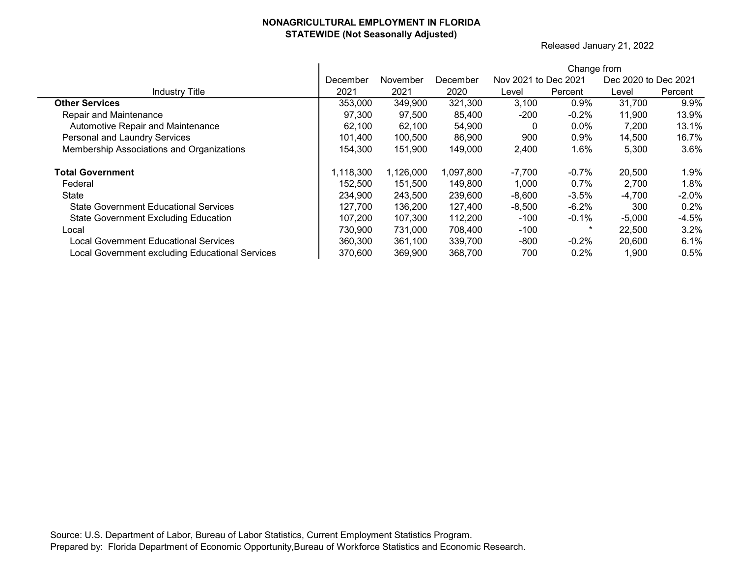**NONAGRICULTURAL EMPLOYMENT IN FLORIDA**
**STATEWIDE (Not Seasonally Adjusted)**

Released January 21, 2022

| Industry Title | December 2021 | November 2021 | December 2020 | Change from Nov 2021 to Dec 2021 Level | Change from Nov 2021 to Dec 2021 Percent | Change from Dec 2020 to Dec 2021 Level | Change from Dec 2020 to Dec 2021 Percent |
|---|---|---|---|---|---|---|---|
| **Other Services** | 353,000 | 349,900 | 321,300 | 3,100 | 0.9% | 31,700 | 9.9% |
| Repair and Maintenance | 97,300 | 97,500 | 85,400 | -200 | -0.2% | 11,900 | 13.9% |
| Automotive Repair and Maintenance | 62,100 | 62,100 | 54,900 | 0 | 0.0% | 7,200 | 13.1% |
| Personal and Laundry Services | 101,400 | 100,500 | 86,900 | 900 | 0.9% | 14,500 | 16.7% |
| Membership Associations and Organizations | 154,300 | 151,900 | 149,000 | 2,400 | 1.6% | 5,300 | 3.6% |
| | | | | | | | |
| **Total Government** | 1,118,300 | 1,126,000 | 1,097,800 | -7,700 | -0.7% | 20,500 | 1.9% |
| Federal | 152,500 | 151,500 | 149,800 | 1,000 | 0.7% | 2,700 | 1.8% |
| State | 234,900 | 243,500 | 239,600 | -8,600 | -3.5% | -4,700 | -2.0% |
| State Government Educational Services | 127,700 | 136,200 | 127,400 | -8,500 | -6.2% | 300 | 0.2% |
| State Government Excluding Education | 107,200 | 107,300 | 112,200 | -100 | -0.1% | -5,000 | -4.5% |
| Local | 730,900 | 731,000 | 708,400 | -100 | * | 22,500 | 3.2% |
| Local Government Educational Services | 360,300 | 361,100 | 339,700 | -800 | -0.2% | 20,600 | 6.1% |
| Local Government excluding Educational Services | 370,600 | 369,900 | 368,700 | 700 | 0.2% | 1,900 | 0.5% |

Source: U.S. Department of Labor, Bureau of Labor Statistics, Current Employment Statistics Program.
Prepared by: Florida Department of Economic Opportunity,Bureau of Workforce Statistics and Economic Research.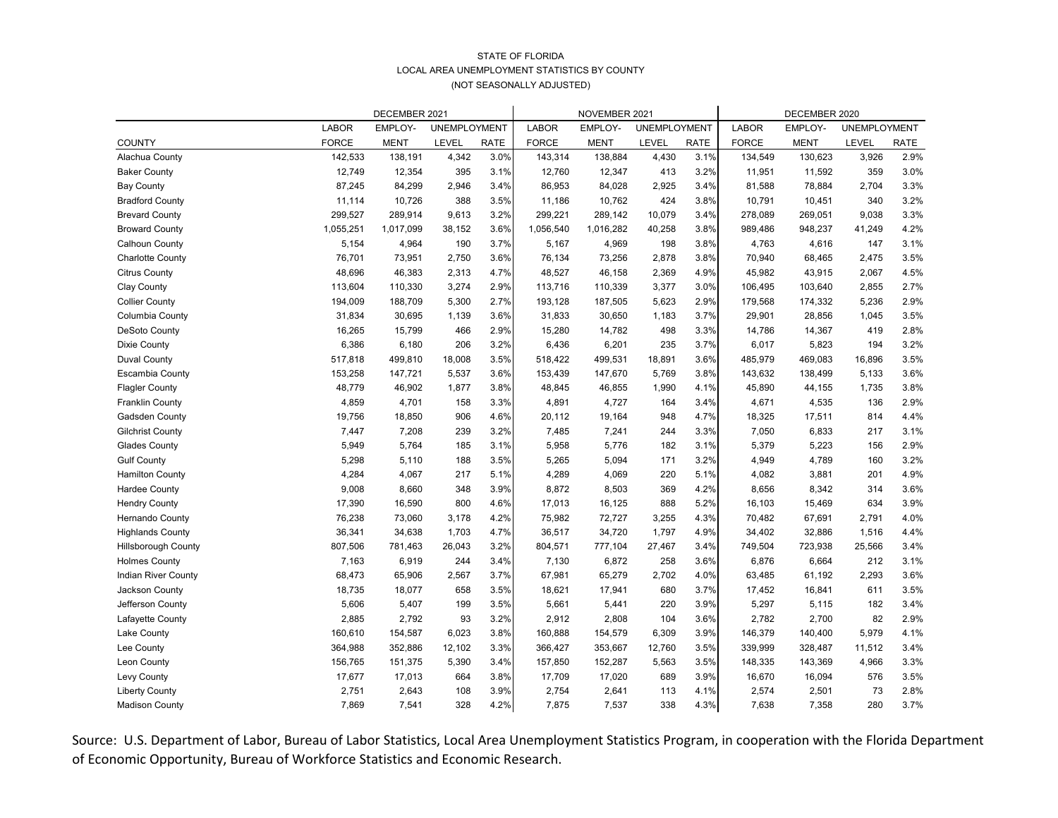STATE OF FLORIDA
LOCAL AREA UNEMPLOYMENT STATISTICS BY COUNTY
(NOT SEASONALLY ADJUSTED)

| | DECEMBER 2021 | | | | NOVEMBER 2021 | | | | DECEMBER 2020 | | | |
|---|---|---|---|---|---|---|---|---|---|---|---|---|
| | LABOR | EMPLOY- | UNEMPLOYMENT | | LABOR | EMPLOY- | UNEMPLOYMENT | | LABOR | EMPLOY- | UNEMPLOYMENT | |
| COUNTY | FORCE | MENT | LEVEL | RATE | FORCE | MENT | LEVEL | RATE | FORCE | MENT | LEVEL | RATE |
| Alachua County | 142,533 | 138,191 | 4,342 | 3.0% | 143,314 | 138,884 | 4,430 | 3.1% | 134,549 | 130,623 | 3,926 | 2.9% |
| Baker County | 12,749 | 12,354 | 395 | 3.1% | 12,760 | 12,347 | 413 | 3.2% | 11,951 | 11,592 | 359 | 3.0% |
| Bay County | 87,245 | 84,299 | 2,946 | 3.4% | 86,953 | 84,028 | 2,925 | 3.4% | 81,588 | 78,884 | 2,704 | 3.3% |
| Bradford County | 11,114 | 10,726 | 388 | 3.5% | 11,186 | 10,762 | 424 | 3.8% | 10,791 | 10,451 | 340 | 3.2% |
| Brevard County | 299,527 | 289,914 | 9,613 | 3.2% | 299,221 | 289,142 | 10,079 | 3.4% | 278,089 | 269,051 | 9,038 | 3.3% |
| Broward County | 1,055,251 | 1,017,099 | 38,152 | 3.6% | 1,056,540 | 1,016,282 | 40,258 | 3.8% | 989,486 | 948,237 | 41,249 | 4.2% |
| Calhoun County | 5,154 | 4,964 | 190 | 3.7% | 5,167 | 4,969 | 198 | 3.8% | 4,763 | 4,616 | 147 | 3.1% |
| Charlotte County | 76,701 | 73,951 | 2,750 | 3.6% | 76,134 | 73,256 | 2,878 | 3.8% | 70,940 | 68,465 | 2,475 | 3.5% |
| Citrus County | 48,696 | 46,383 | 2,313 | 4.7% | 48,527 | 46,158 | 2,369 | 4.9% | 45,982 | 43,915 | 2,067 | 4.5% |
| Clay County | 113,604 | 110,330 | 3,274 | 2.9% | 113,716 | 110,339 | 3,377 | 3.0% | 106,495 | 103,640 | 2,855 | 2.7% |
| Collier County | 194,009 | 188,709 | 5,300 | 2.7% | 193,128 | 187,505 | 5,623 | 2.9% | 179,568 | 174,332 | 5,236 | 2.9% |
| Columbia County | 31,834 | 30,695 | 1,139 | 3.6% | 31,833 | 30,650 | 1,183 | 3.7% | 29,901 | 28,856 | 1,045 | 3.5% |
| DeSoto County | 16,265 | 15,799 | 466 | 2.9% | 15,280 | 14,782 | 498 | 3.3% | 14,786 | 14,367 | 419 | 2.8% |
| Dixie County | 6,386 | 6,180 | 206 | 3.2% | 6,436 | 6,201 | 235 | 3.7% | 6,017 | 5,823 | 194 | 3.2% |
| Duval County | 517,818 | 499,810 | 18,008 | 3.5% | 518,422 | 499,531 | 18,891 | 3.6% | 485,979 | 469,083 | 16,896 | 3.5% |
| Escambia County | 153,258 | 147,721 | 5,537 | 3.6% | 153,439 | 147,670 | 5,769 | 3.8% | 143,632 | 138,499 | 5,133 | 3.6% |
| Flagler County | 48,779 | 46,902 | 1,877 | 3.8% | 48,845 | 46,855 | 1,990 | 4.1% | 45,890 | 44,155 | 1,735 | 3.8% |
| Franklin County | 4,859 | 4,701 | 158 | 3.3% | 4,891 | 4,727 | 164 | 3.4% | 4,671 | 4,535 | 136 | 2.9% |
| Gadsden County | 19,756 | 18,850 | 906 | 4.6% | 20,112 | 19,164 | 948 | 4.7% | 18,325 | 17,511 | 814 | 4.4% |
| Gilchrist County | 7,447 | 7,208 | 239 | 3.2% | 7,485 | 7,241 | 244 | 3.3% | 7,050 | 6,833 | 217 | 3.1% |
| Glades County | 5,949 | 5,764 | 185 | 3.1% | 5,958 | 5,776 | 182 | 3.1% | 5,379 | 5,223 | 156 | 2.9% |
| Gulf County | 5,298 | 5,110 | 188 | 3.5% | 5,265 | 5,094 | 171 | 3.2% | 4,949 | 4,789 | 160 | 3.2% |
| Hamilton County | 4,284 | 4,067 | 217 | 5.1% | 4,289 | 4,069 | 220 | 5.1% | 4,082 | 3,881 | 201 | 4.9% |
| Hardee County | 9,008 | 8,660 | 348 | 3.9% | 8,872 | 8,503 | 369 | 4.2% | 8,656 | 8,342 | 314 | 3.6% |
| Hendry County | 17,390 | 16,590 | 800 | 4.6% | 17,013 | 16,125 | 888 | 5.2% | 16,103 | 15,469 | 634 | 3.9% |
| Hernando County | 76,238 | 73,060 | 3,178 | 4.2% | 75,982 | 72,727 | 3,255 | 4.3% | 70,482 | 67,691 | 2,791 | 4.0% |
| Highlands County | 36,341 | 34,638 | 1,703 | 4.7% | 36,517 | 34,720 | 1,797 | 4.9% | 34,402 | 32,886 | 1,516 | 4.4% |
| Hillsborough County | 807,506 | 781,463 | 26,043 | 3.2% | 804,571 | 777,104 | 27,467 | 3.4% | 749,504 | 723,938 | 25,566 | 3.4% |
| Holmes County | 7,163 | 6,919 | 244 | 3.4% | 7,130 | 6,872 | 258 | 3.6% | 6,876 | 6,664 | 212 | 3.1% |
| Indian River County | 68,473 | 65,906 | 2,567 | 3.7% | 67,981 | 65,279 | 2,702 | 4.0% | 63,485 | 61,192 | 2,293 | 3.6% |
| Jackson County | 18,735 | 18,077 | 658 | 3.5% | 18,621 | 17,941 | 680 | 3.7% | 17,452 | 16,841 | 611 | 3.5% |
| Jefferson County | 5,606 | 5,407 | 199 | 3.5% | 5,661 | 5,441 | 220 | 3.9% | 5,297 | 5,115 | 182 | 3.4% |
| Lafayette County | 2,885 | 2,792 | 93 | 3.2% | 2,912 | 2,808 | 104 | 3.6% | 2,782 | 2,700 | 82 | 2.9% |
| Lake County | 160,610 | 154,587 | 6,023 | 3.8% | 160,888 | 154,579 | 6,309 | 3.9% | 146,379 | 140,400 | 5,979 | 4.1% |
| Lee County | 364,988 | 352,886 | 12,102 | 3.3% | 366,427 | 353,667 | 12,760 | 3.5% | 339,999 | 328,487 | 11,512 | 3.4% |
| Leon County | 156,765 | 151,375 | 5,390 | 3.4% | 157,850 | 152,287 | 5,563 | 3.5% | 148,335 | 143,369 | 4,966 | 3.3% |
| Levy County | 17,677 | 17,013 | 664 | 3.8% | 17,709 | 17,020 | 689 | 3.9% | 16,670 | 16,094 | 576 | 3.5% |
| Liberty County | 2,751 | 2,643 | 108 | 3.9% | 2,754 | 2,641 | 113 | 4.1% | 2,574 | 2,501 | 73 | 2.8% |
| Madison County | 7,869 | 7,541 | 328 | 4.2% | 7,875 | 7,537 | 338 | 4.3% | 7,638 | 7,358 | 280 | 3.7% |

Source: U.S. Department of Labor, Bureau of Labor Statistics, Local Area Unemployment Statistics Program, in cooperation with the Florida Department of Economic Opportunity, Bureau of Workforce Statistics and Economic Research.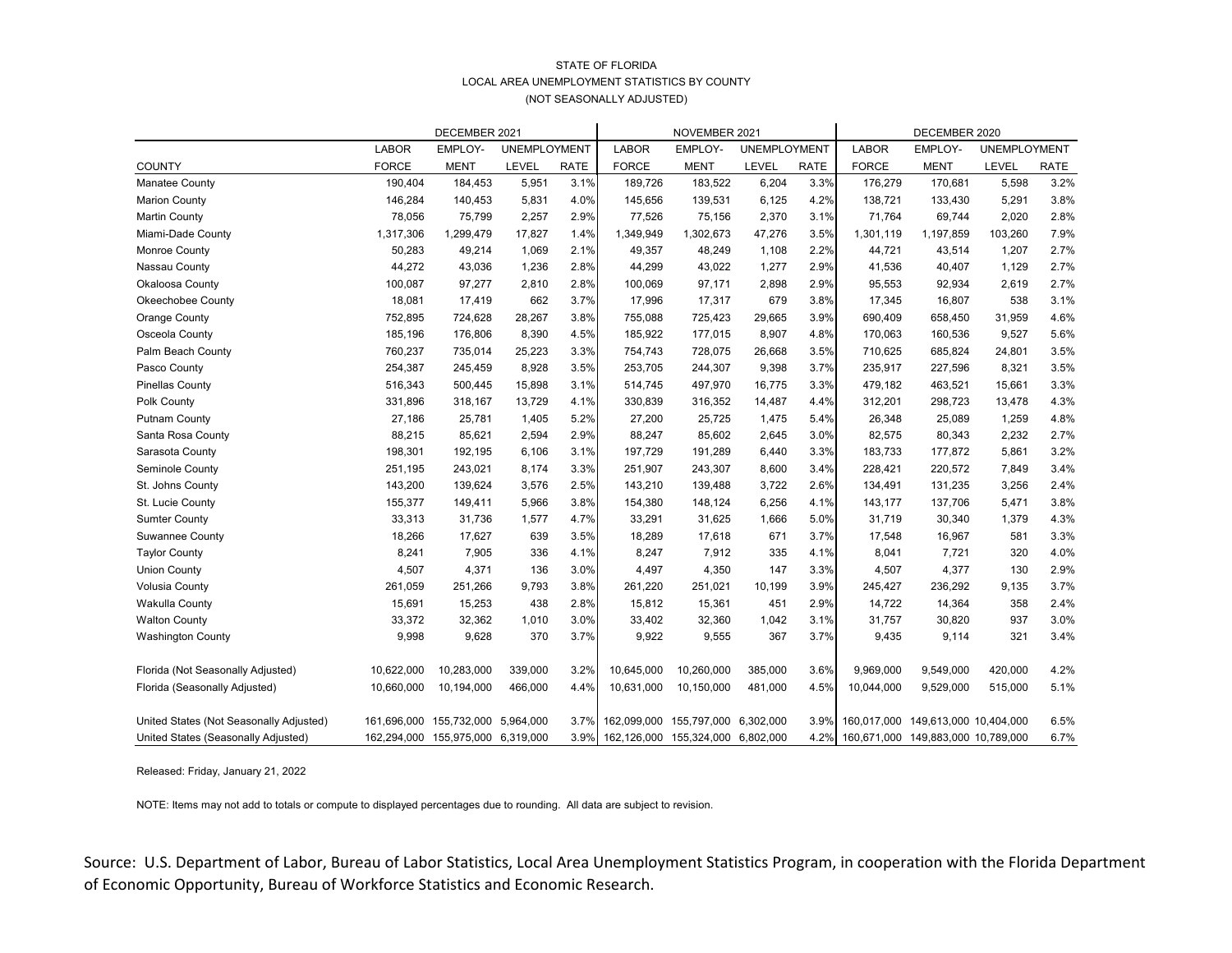STATE OF FLORIDA
LOCAL AREA UNEMPLOYMENT STATISTICS BY COUNTY
(NOT SEASONALLY ADJUSTED)

| | DECEMBER 2021 | | | | NOVEMBER 2021 | | | | DECEMBER 2020 | | | |
|---|---|---|---|---|---|---|---|---|---|---|---|---|
| | LABOR | EMPLOY- | UNEMPLOYMENT | | LABOR | EMPLOY- | UNEMPLOYMENT | | LABOR | EMPLOY- | UNEMPLOYMENT | |
| COUNTY | FORCE | MENT | LEVEL | RATE | FORCE | MENT | LEVEL | RATE | FORCE | MENT | LEVEL | RATE |
| Manatee County | 190,404 | 184,453 | 5,951 | 3.1% | 189,726 | 183,522 | 6,204 | 3.3% | 176,279 | 170,681 | 5,598 | 3.2% |
| Marion County | 146,284 | 140,453 | 5,831 | 4.0% | 145,656 | 139,531 | 6,125 | 4.2% | 138,721 | 133,430 | 5,291 | 3.8% |
| Martin County | 78,056 | 75,799 | 2,257 | 2.9% | 77,526 | 75,156 | 2,370 | 3.1% | 71,764 | 69,744 | 2,020 | 2.8% |
| Miami-Dade County | 1,317,306 | 1,299,479 | 17,827 | 1.4% | 1,349,949 | 1,302,673 | 47,276 | 3.5% | 1,301,119 | 1,197,859 | 103,260 | 7.9% |
| Monroe County | 50,283 | 49,214 | 1,069 | 2.1% | 49,357 | 48,249 | 1,108 | 2.2% | 44,721 | 43,514 | 1,207 | 2.7% |
| Nassau County | 44,272 | 43,036 | 1,236 | 2.8% | 44,299 | 43,022 | 1,277 | 2.9% | 41,536 | 40,407 | 1,129 | 2.7% |
| Okaloosa County | 100,087 | 97,277 | 2,810 | 2.8% | 100,069 | 97,171 | 2,898 | 2.9% | 95,553 | 92,934 | 2,619 | 2.7% |
| Okeechobee County | 18,081 | 17,419 | 662 | 3.7% | 17,996 | 17,317 | 679 | 3.8% | 17,345 | 16,807 | 538 | 3.1% |
| Orange County | 752,895 | 724,628 | 28,267 | 3.8% | 755,088 | 725,423 | 29,665 | 3.9% | 690,409 | 658,450 | 31,959 | 4.6% |
| Osceola County | 185,196 | 176,806 | 8,390 | 4.5% | 185,922 | 177,015 | 8,907 | 4.8% | 170,063 | 160,536 | 9,527 | 5.6% |
| Palm Beach County | 760,237 | 735,014 | 25,223 | 3.3% | 754,743 | 728,075 | 26,668 | 3.5% | 710,625 | 685,824 | 24,801 | 3.5% |
| Pasco County | 254,387 | 245,459 | 8,928 | 3.5% | 253,705 | 244,307 | 9,398 | 3.7% | 235,917 | 227,596 | 8,321 | 3.5% |
| Pinellas County | 516,343 | 500,445 | 15,898 | 3.1% | 514,745 | 497,970 | 16,775 | 3.3% | 479,182 | 463,521 | 15,661 | 3.3% |
| Polk County | 331,896 | 318,167 | 13,729 | 4.1% | 330,839 | 316,352 | 14,487 | 4.4% | 312,201 | 298,723 | 13,478 | 4.3% |
| Putnam County | 27,186 | 25,781 | 1,405 | 5.2% | 27,200 | 25,725 | 1,475 | 5.4% | 26,348 | 25,089 | 1,259 | 4.8% |
| Santa Rosa County | 88,215 | 85,621 | 2,594 | 2.9% | 88,247 | 85,602 | 2,645 | 3.0% | 82,575 | 80,343 | 2,232 | 2.7% |
| Sarasota County | 198,301 | 192,195 | 6,106 | 3.1% | 197,729 | 191,289 | 6,440 | 3.3% | 183,733 | 177,872 | 5,861 | 3.2% |
| Seminole County | 251,195 | 243,021 | 8,174 | 3.3% | 251,907 | 243,307 | 8,600 | 3.4% | 228,421 | 220,572 | 7,849 | 3.4% |
| St. Johns County | 143,200 | 139,624 | 3,576 | 2.5% | 143,210 | 139,488 | 3,722 | 2.6% | 134,491 | 131,235 | 3,256 | 2.4% |
| St. Lucie County | 155,377 | 149,411 | 5,966 | 3.8% | 154,380 | 148,124 | 6,256 | 4.1% | 143,177 | 137,706 | 5,471 | 3.8% |
| Sumter County | 33,313 | 31,736 | 1,577 | 4.7% | 33,291 | 31,625 | 1,666 | 5.0% | 31,719 | 30,340 | 1,379 | 4.3% |
| Suwannee County | 18,266 | 17,627 | 639 | 3.5% | 18,289 | 17,618 | 671 | 3.7% | 17,548 | 16,967 | 581 | 3.3% |
| Taylor County | 8,241 | 7,905 | 336 | 4.1% | 8,247 | 7,912 | 335 | 4.1% | 8,041 | 7,721 | 320 | 4.0% |
| Union County | 4,507 | 4,371 | 136 | 3.0% | 4,497 | 4,350 | 147 | 3.3% | 4,507 | 4,377 | 130 | 2.9% |
| Volusia County | 261,059 | 251,266 | 9,793 | 3.8% | 261,220 | 251,021 | 10,199 | 3.9% | 245,427 | 236,292 | 9,135 | 3.7% |
| Wakulla County | 15,691 | 15,253 | 438 | 2.8% | 15,812 | 15,361 | 451 | 2.9% | 14,722 | 14,364 | 358 | 2.4% |
| Walton County | 33,372 | 32,362 | 1,010 | 3.0% | 33,402 | 32,360 | 1,042 | 3.1% | 31,757 | 30,820 | 937 | 3.0% |
| Washington County | 9,998 | 9,628 | 370 | 3.7% | 9,922 | 9,555 | 367 | 3.7% | 9,435 | 9,114 | 321 | 3.4% |
| Florida (Not Seasonally Adjusted) | 10,622,000 | 10,283,000 | 339,000 | 3.2% | 10,645,000 | 10,260,000 | 385,000 | 3.6% | 9,969,000 | 9,549,000 | 420,000 | 4.2% |
| Florida (Seasonally Adjusted) | 10,660,000 | 10,194,000 | 466,000 | 4.4% | 10,631,000 | 10,150,000 | 481,000 | 4.5% | 10,044,000 | 9,529,000 | 515,000 | 5.1% |
| United States (Not Seasonally Adjusted) | 161,696,000 | 155,732,000 | 5,964,000 | 3.7% | 162,099,000 | 155,797,000 | 6,302,000 | 3.9% | 160,017,000 | 149,613,000 | 10,404,000 | 6.5% |
| United States (Seasonally Adjusted) | 162,294,000 | 155,975,000 | 6,319,000 | 3.9% | 162,126,000 | 155,324,000 | 6,802,000 | 4.2% | 160,671,000 | 149,883,000 | 10,789,000 | 6.7% |

Released: Friday, January 21, 2022

NOTE: Items may not add to totals or compute to displayed percentages due to rounding. All data are subject to revision.

Source: U.S. Department of Labor, Bureau of Labor Statistics, Local Area Unemployment Statistics Program, in cooperation with the Florida Department of Economic Opportunity, Bureau of Workforce Statistics and Economic Research.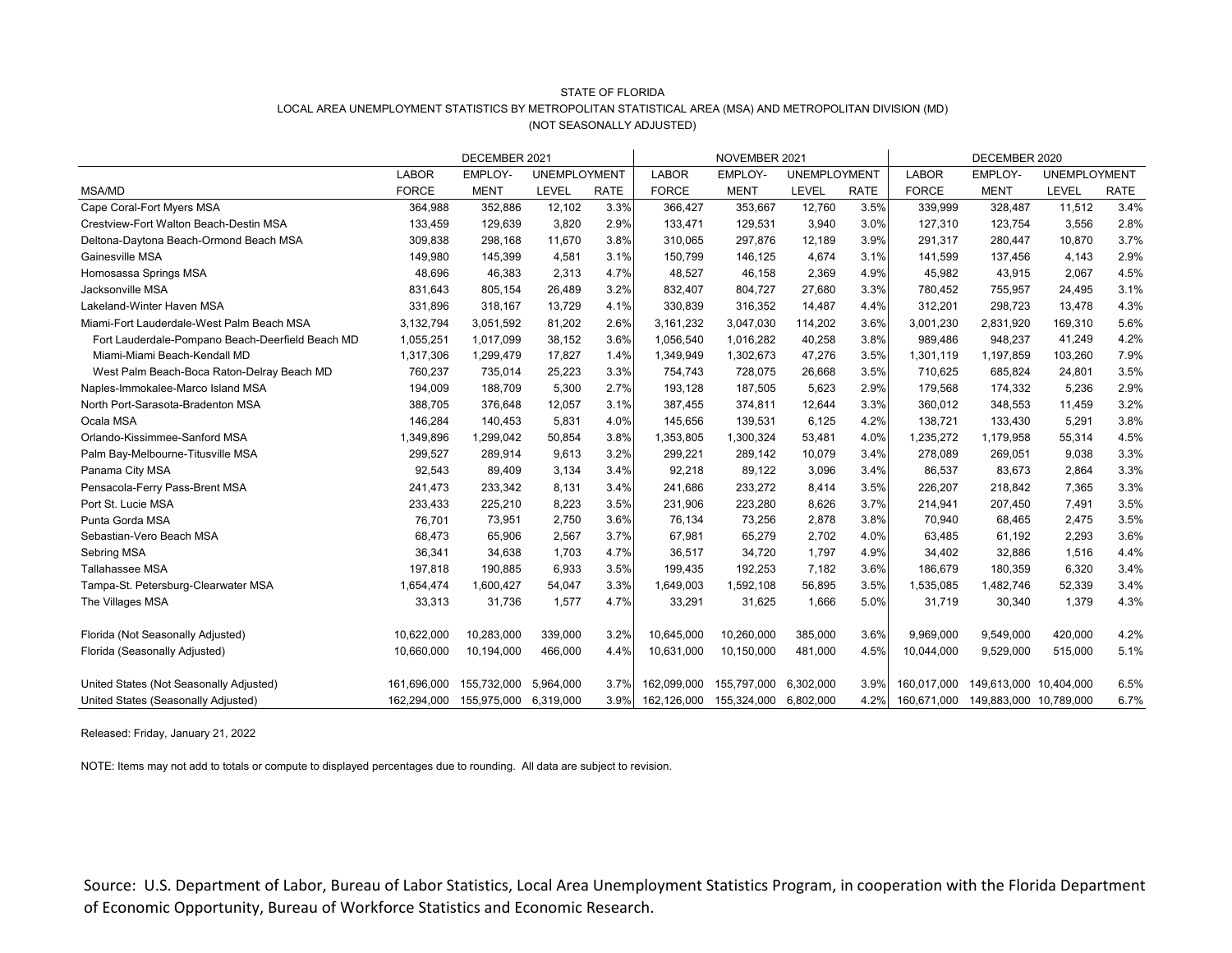STATE OF FLORIDA

LOCAL AREA UNEMPLOYMENT STATISTICS BY METROPOLITAN STATISTICAL AREA (MSA) AND METROPOLITAN DIVISION (MD)

(NOT SEASONALLY ADJUSTED)

| | DECEMBER 2021 | | | | NOVEMBER 2021 | | | | DECEMBER 2020 | | | |
|---|---|---|---|---|---|---|---|---|---|---|---|---|
| | LABOR | EMPLOY- | UNEMPLOYMENT | | LABOR | EMPLOY- | UNEMPLOYMENT | | LABOR | EMPLOY- | UNEMPLOYMENT | |
| MSA/MD | FORCE | MENT | LEVEL | RATE | FORCE | MENT | LEVEL | RATE | FORCE | MENT | LEVEL | RATE |
| Cape Coral-Fort Myers MSA | 364,988 | 352,886 | 12,102 | 3.3% | 366,427 | 353,667 | 12,760 | 3.5% | 339,999 | 328,487 | 11,512 | 3.4% |
| Crestview-Fort Walton Beach-Destin MSA | 133,459 | 129,639 | 3,820 | 2.9% | 133,471 | 129,531 | 3,940 | 3.0% | 127,310 | 123,754 | 3,556 | 2.8% |
| Deltona-Daytona Beach-Ormond Beach MSA | 309,838 | 298,168 | 11,670 | 3.8% | 310,065 | 297,876 | 12,189 | 3.9% | 291,317 | 280,447 | 10,870 | 3.7% |
| Gainesville MSA | 149,980 | 145,399 | 4,581 | 3.1% | 150,799 | 146,125 | 4,674 | 3.1% | 141,599 | 137,456 | 4,143 | 2.9% |
| Homosassa Springs MSA | 48,696 | 46,383 | 2,313 | 4.7% | 48,527 | 46,158 | 2,369 | 4.9% | 45,982 | 43,915 | 2,067 | 4.5% |
| Jacksonville MSA | 831,643 | 805,154 | 26,489 | 3.2% | 832,407 | 804,727 | 27,680 | 3.3% | 780,452 | 755,957 | 24,495 | 3.1% |
| Lakeland-Winter Haven MSA | 331,896 | 318,167 | 13,729 | 4.1% | 330,839 | 316,352 | 14,487 | 4.4% | 312,201 | 298,723 | 13,478 | 4.3% |
| Miami-Fort Lauderdale-West Palm Beach MSA | 3,132,794 | 3,051,592 | 81,202 | 2.6% | 3,161,232 | 3,047,030 | 114,202 | 3.6% | 3,001,230 | 2,831,920 | 169,310 | 5.6% |
| Fort Lauderdale-Pompano Beach-Deerfield Beach MD | 1,055,251 | 1,017,099 | 38,152 | 3.6% | 1,056,540 | 1,016,282 | 40,258 | 3.8% | 989,486 | 948,237 | 41,249 | 4.2% |
| Miami-Miami Beach-Kendall MD | 1,317,306 | 1,299,479 | 17,827 | 1.4% | 1,349,949 | 1,302,673 | 47,276 | 3.5% | 1,301,119 | 1,197,859 | 103,260 | 7.9% |
| West Palm Beach-Boca Raton-Delray Beach MD | 760,237 | 735,014 | 25,223 | 3.3% | 754,743 | 728,075 | 26,668 | 3.5% | 710,625 | 685,824 | 24,801 | 3.5% |
| Naples-Immokalee-Marco Island MSA | 194,009 | 188,709 | 5,300 | 2.7% | 193,128 | 187,505 | 5,623 | 2.9% | 179,568 | 174,332 | 5,236 | 2.9% |
| North Port-Sarasota-Bradenton MSA | 388,705 | 376,648 | 12,057 | 3.1% | 387,455 | 374,811 | 12,644 | 3.3% | 360,012 | 348,553 | 11,459 | 3.2% |
| Ocala MSA | 146,284 | 140,453 | 5,831 | 4.0% | 145,656 | 139,531 | 6,125 | 4.2% | 138,721 | 133,430 | 5,291 | 3.8% |
| Orlando-Kissimmee-Sanford MSA | 1,349,896 | 1,299,042 | 50,854 | 3.8% | 1,353,805 | 1,300,324 | 53,481 | 4.0% | 1,235,272 | 1,179,958 | 55,314 | 4.5% |
| Palm Bay-Melbourne-Titusville MSA | 299,527 | 289,914 | 9,613 | 3.2% | 299,221 | 289,142 | 10,079 | 3.4% | 278,089 | 269,051 | 9,038 | 3.3% |
| Panama City MSA | 92,543 | 89,409 | 3,134 | 3.4% | 92,218 | 89,122 | 3,096 | 3.4% | 86,537 | 83,673 | 2,864 | 3.3% |
| Pensacola-Ferry Pass-Brent MSA | 241,473 | 233,342 | 8,131 | 3.4% | 241,686 | 233,272 | 8,414 | 3.5% | 226,207 | 218,842 | 7,365 | 3.3% |
| Port St. Lucie MSA | 233,433 | 225,210 | 8,223 | 3.5% | 231,906 | 223,280 | 8,626 | 3.7% | 214,941 | 207,450 | 7,491 | 3.5% |
| Punta Gorda MSA | 76,701 | 73,951 | 2,750 | 3.6% | 76,134 | 73,256 | 2,878 | 3.8% | 70,940 | 68,465 | 2,475 | 3.5% |
| Sebastian-Vero Beach MSA | 68,473 | 65,906 | 2,567 | 3.7% | 67,981 | 65,279 | 2,702 | 4.0% | 63,485 | 61,192 | 2,293 | 3.6% |
| Sebring MSA | 36,341 | 34,638 | 1,703 | 4.7% | 36,517 | 34,720 | 1,797 | 4.9% | 34,402 | 32,886 | 1,516 | 4.4% |
| Tallahassee MSA | 197,818 | 190,885 | 6,933 | 3.5% | 199,435 | 192,253 | 7,182 | 3.6% | 186,679 | 180,359 | 6,320 | 3.4% |
| Tampa-St. Petersburg-Clearwater MSA | 1,654,474 | 1,600,427 | 54,047 | 3.3% | 1,649,003 | 1,592,108 | 56,895 | 3.5% | 1,535,085 | 1,482,746 | 52,339 | 3.4% |
| The Villages MSA | 33,313 | 31,736 | 1,577 | 4.7% | 33,291 | 31,625 | 1,666 | 5.0% | 31,719 | 30,340 | 1,379 | 4.3% |
| Florida (Not Seasonally Adjusted) | 10,622,000 | 10,283,000 | 339,000 | 3.2% | 10,645,000 | 10,260,000 | 385,000 | 3.6% | 9,969,000 | 9,549,000 | 420,000 | 4.2% |
| Florida (Seasonally Adjusted) | 10,660,000 | 10,194,000 | 466,000 | 4.4% | 10,631,000 | 10,150,000 | 481,000 | 4.5% | 10,044,000 | 9,529,000 | 515,000 | 5.1% |
| United States (Not Seasonally Adjusted) | 161,696,000 | 155,732,000 | 5,964,000 | 3.7% | 162,099,000 | 155,797,000 | 6,302,000 | 3.9% | 160,017,000 | 149,613,000 | 10,404,000 | 6.5% |
| United States (Seasonally Adjusted) | 162,294,000 | 155,975,000 | 6,319,000 | 3.9% | 162,126,000 | 155,324,000 | 6,802,000 | 4.2% | 160,671,000 | 149,883,000 | 10,789,000 | 6.7% |

Released: Friday, January 21, 2022

NOTE: Items may not add to totals or compute to displayed percentages due to rounding. All data are subject to revision.

Source: U.S. Department of Labor, Bureau of Labor Statistics, Local Area Unemployment Statistics Program, in cooperation with the Florida Department of Economic Opportunity, Bureau of Workforce Statistics and Economic Research.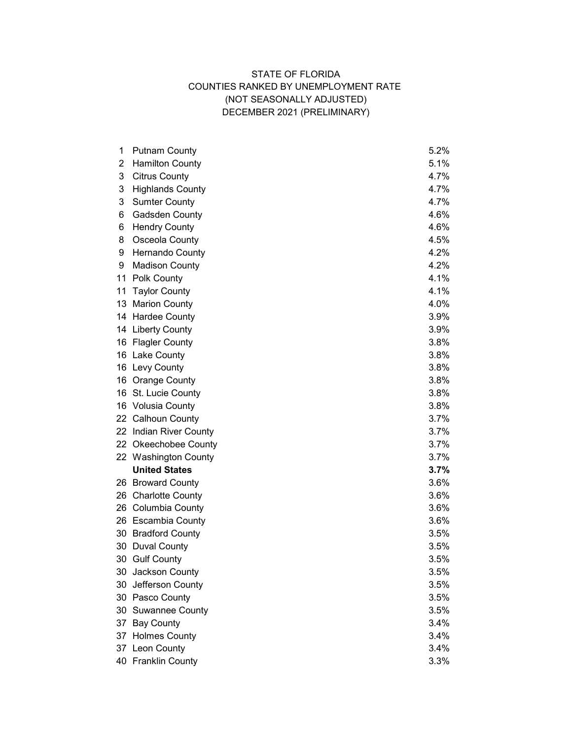STATE OF FLORIDA
COUNTIES RANKED BY UNEMPLOYMENT RATE
(NOT SEASONALLY ADJUSTED)
DECEMBER 2021 (PRELIMINARY)

| Rank | County | Rate |
|---|---|---|
| 1 | Putnam County | 5.2% |
| 2 | Hamilton County | 5.1% |
| 3 | Citrus County | 4.7% |
| 3 | Highlands County | 4.7% |
| 3 | Sumter County | 4.7% |
| 6 | Gadsden County | 4.6% |
| 6 | Hendry County | 4.6% |
| 8 | Osceola County | 4.5% |
| 9 | Hernando County | 4.2% |
| 9 | Madison County | 4.2% |
| 11 | Polk County | 4.1% |
| 11 | Taylor County | 4.1% |
| 13 | Marion County | 4.0% |
| 14 | Hardee County | 3.9% |
| 14 | Liberty County | 3.9% |
| 16 | Flagler County | 3.8% |
| 16 | Lake County | 3.8% |
| 16 | Levy County | 3.8% |
| 16 | Orange County | 3.8% |
| 16 | St. Lucie County | 3.8% |
| 16 | Volusia County | 3.8% |
| 22 | Calhoun County | 3.7% |
| 22 | Indian River County | 3.7% |
| 22 | Okeechobee County | 3.7% |
| 22 | Washington County | 3.7% |
| | **United States** | **3.7%** |
| 26 | Broward County | 3.6% |
| 26 | Charlotte County | 3.6% |
| 26 | Columbia County | 3.6% |
| 26 | Escambia County | 3.6% |
| 30 | Bradford County | 3.5% |
| 30 | Duval County | 3.5% |
| 30 | Gulf County | 3.5% |
| 30 | Jackson County | 3.5% |
| 30 | Jefferson County | 3.5% |
| 30 | Pasco County | 3.5% |
| 30 | Suwannee County | 3.5% |
| 37 | Bay County | 3.4% |
| 37 | Holmes County | 3.4% |
| 37 | Leon County | 3.4% |
| 40 | Franklin County | 3.3% |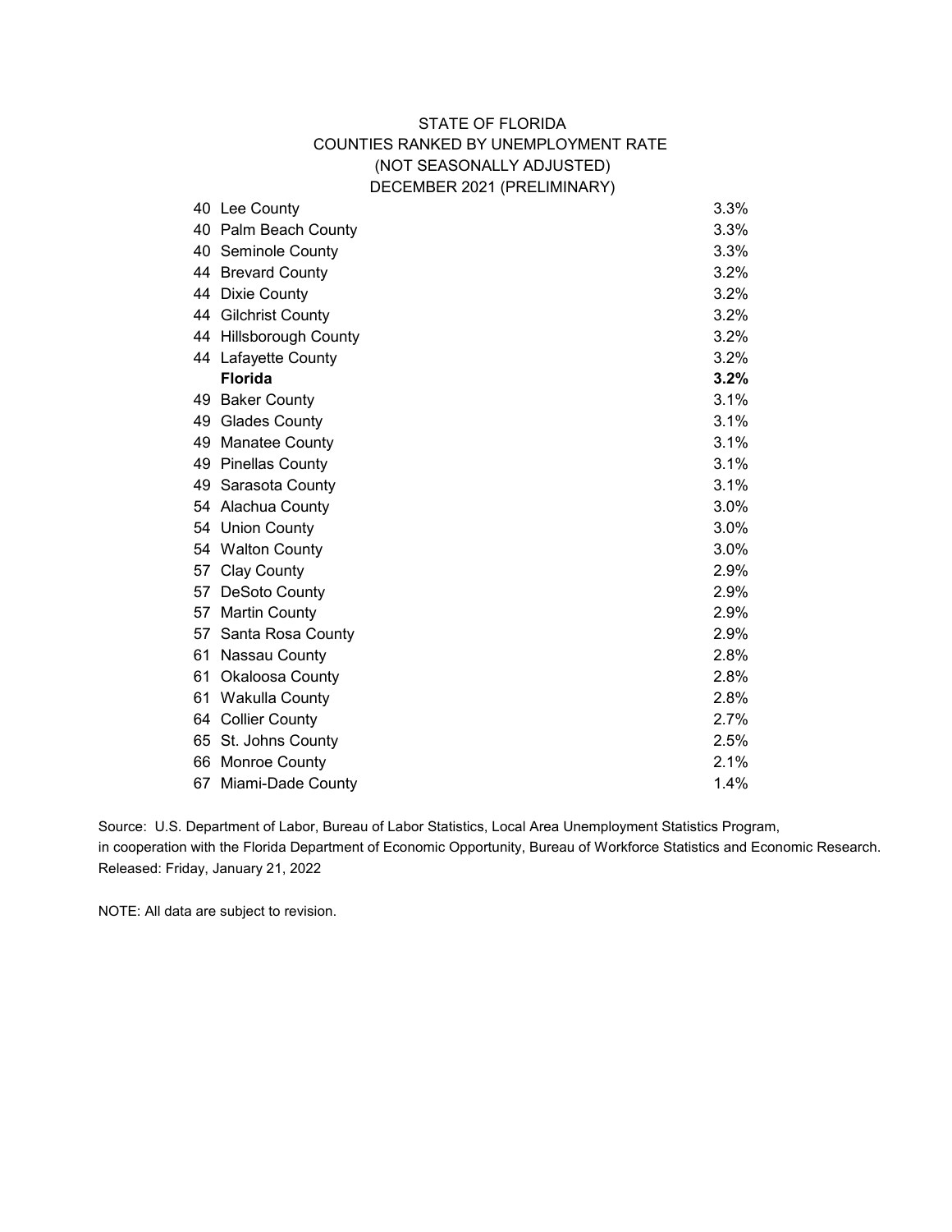STATE OF FLORIDA
COUNTIES RANKED BY UNEMPLOYMENT RATE
(NOT SEASONALLY ADJUSTED)
DECEMBER 2021 (PRELIMINARY)

| Rank | County | Rate |
|---|---|---|
| 40 | Lee County | 3.3% |
| 40 | Palm Beach County | 3.3% |
| 40 | Seminole County | 3.3% |
| 44 | Brevard County | 3.2% |
| 44 | Dixie County | 3.2% |
| 44 | Gilchrist County | 3.2% |
| 44 | Hillsborough County | 3.2% |
| 44 | Lafayette County | 3.2% |
| | **Florida** | **3.2%** |
| 49 | Baker County | 3.1% |
| 49 | Glades County | 3.1% |
| 49 | Manatee County | 3.1% |
| 49 | Pinellas County | 3.1% |
| 49 | Sarasota County | 3.1% |
| 54 | Alachua County | 3.0% |
| 54 | Union County | 3.0% |
| 54 | Walton County | 3.0% |
| 57 | Clay County | 2.9% |
| 57 | DeSoto County | 2.9% |
| 57 | Martin County | 2.9% |
| 57 | Santa Rosa County | 2.9% |
| 61 | Nassau County | 2.8% |
| 61 | Okaloosa County | 2.8% |
| 61 | Wakulla County | 2.8% |
| 64 | Collier County | 2.7% |
| 65 | St. Johns County | 2.5% |
| 66 | Monroe County | 2.1% |
| 67 | Miami-Dade County | 1.4% |

Source: U.S. Department of Labor, Bureau of Labor Statistics, Local Area Unemployment Statistics Program, in cooperation with the Florida Department of Economic Opportunity, Bureau of Workforce Statistics and Economic Research.
Released: Friday, January 21, 2022

NOTE: All data are subject to revision.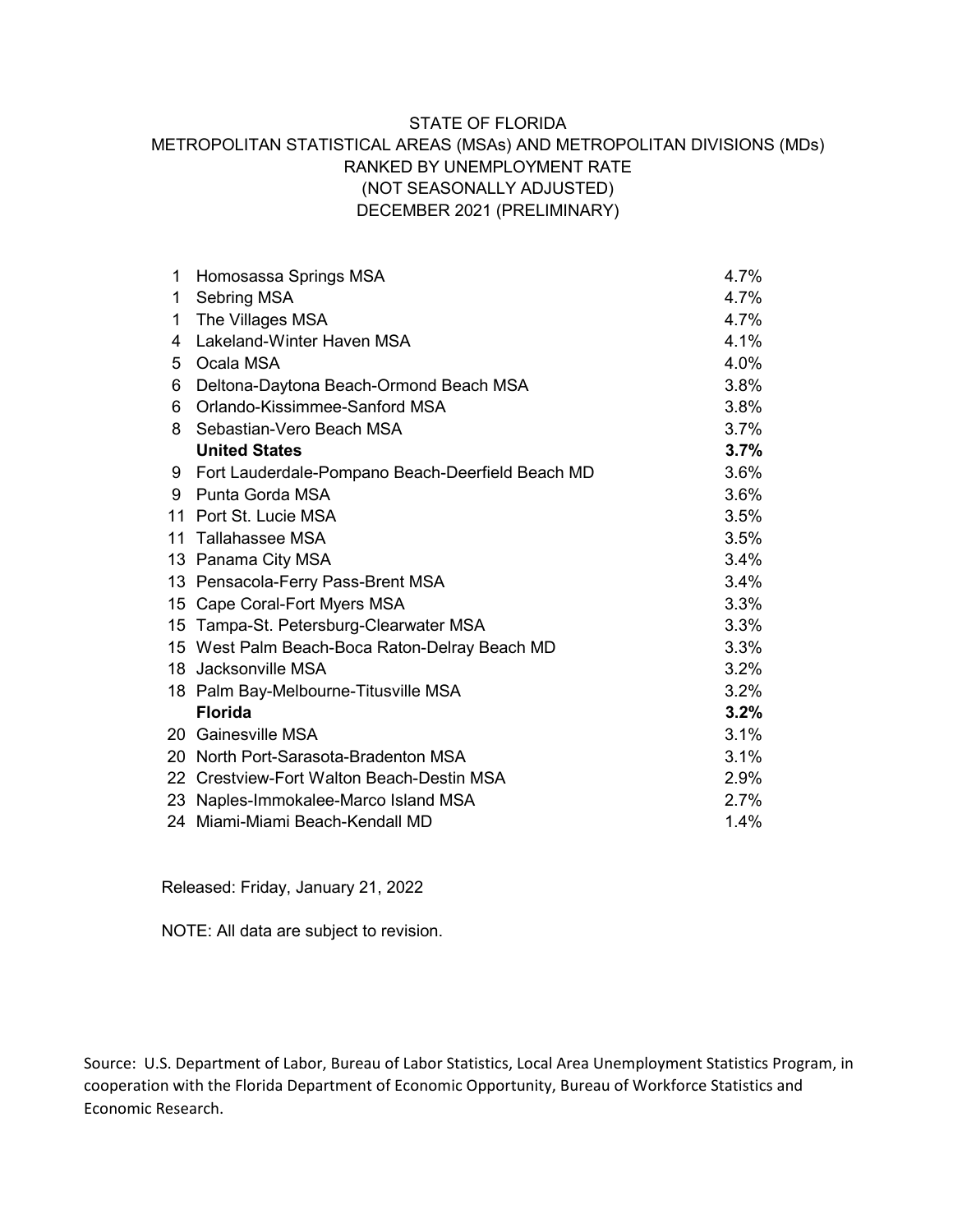# STATE OF FLORIDA
## METROPOLITAN STATISTICAL AREAS (MSAs) AND METROPOLITAN DIVISIONS (MDs)
## RANKED BY UNEMPLOYMENT RATE
## (NOT SEASONALLY ADJUSTED)
## DECEMBER 2021 (PRELIMINARY)

| Rank | Area | Rate |
|---|---|---|
| 1 | Homosassa Springs MSA | 4.7% |
| 1 | Sebring MSA | 4.7% |
| 1 | The Villages MSA | 4.7% |
| 4 | Lakeland-Winter Haven MSA | 4.1% |
| 5 | Ocala MSA | 4.0% |
| 6 | Deltona-Daytona Beach-Ormond Beach MSA | 3.8% |
| 6 | Orlando-Kissimmee-Sanford MSA | 3.8% |
| 8 | Sebastian-Vero Beach MSA | 3.7% |
| | **United States** | **3.7%** |
| 9 | Fort Lauderdale-Pompano Beach-Deerfield Beach MD | 3.6% |
| 9 | Punta Gorda MSA | 3.6% |
| 11 | Port St. Lucie MSA | 3.5% |
| 11 | Tallahassee MSA | 3.5% |
| 13 | Panama City MSA | 3.4% |
| 13 | Pensacola-Ferry Pass-Brent MSA | 3.4% |
| 15 | Cape Coral-Fort Myers MSA | 3.3% |
| 15 | Tampa-St. Petersburg-Clearwater MSA | 3.3% |
| 15 | West Palm Beach-Boca Raton-Delray Beach MD | 3.3% |
| 18 | Jacksonville MSA | 3.2% |
| 18 | Palm Bay-Melbourne-Titusville MSA | 3.2% |
| | **Florida** | **3.2%** |
| 20 | Gainesville MSA | 3.1% |
| 20 | North Port-Sarasota-Bradenton MSA | 3.1% |
| 22 | Crestview-Fort Walton Beach-Destin MSA | 2.9% |
| 23 | Naples-Immokalee-Marco Island MSA | 2.7% |
| 24 | Miami-Miami Beach-Kendall MD | 1.4% |

Released: Friday, January 21, 2022

NOTE: All data are subject to revision.

Source: U.S. Department of Labor, Bureau of Labor Statistics, Local Area Unemployment Statistics Program, in cooperation with the Florida Department of Economic Opportunity, Bureau of Workforce Statistics and Economic Research.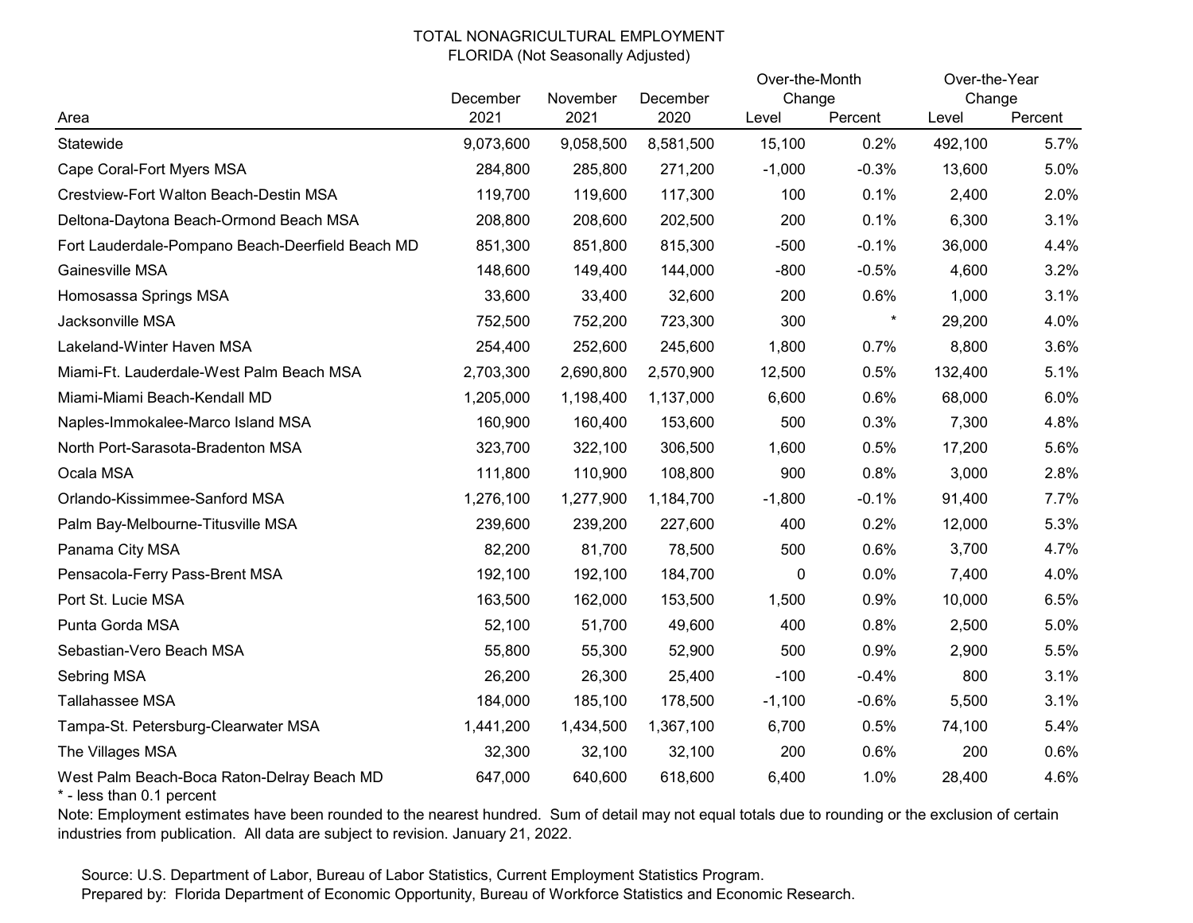TOTAL NONAGRICULTURAL EMPLOYMENT
FLORIDA (Not Seasonally Adjusted)

| Area | December 2021 | November 2021 | December 2020 | Over-the-Month Change Level | Over-the-Month Change Percent | Over-the-Year Change Level | Over-the-Year Change Percent |
|---|---|---|---|---|---|---|---|
| Statewide | 9,073,600 | 9,058,500 | 8,581,500 | 15,100 | 0.2% | 492,100 | 5.7% |
| Cape Coral-Fort Myers MSA | 284,800 | 285,800 | 271,200 | -1,000 | -0.3% | 13,600 | 5.0% |
| Crestview-Fort Walton Beach-Destin MSA | 119,700 | 119,600 | 117,300 | 100 | 0.1% | 2,400 | 2.0% |
| Deltona-Daytona Beach-Ormond Beach MSA | 208,800 | 208,600 | 202,500 | 200 | 0.1% | 6,300 | 3.1% |
| Fort Lauderdale-Pompano Beach-Deerfield Beach MD | 851,300 | 851,800 | 815,300 | -500 | -0.1% | 36,000 | 4.4% |
| Gainesville MSA | 148,600 | 149,400 | 144,000 | -800 | -0.5% | 4,600 | 3.2% |
| Homosassa Springs MSA | 33,600 | 33,400 | 32,600 | 200 | 0.6% | 1,000 | 3.1% |
| Jacksonville MSA | 752,500 | 752,200 | 723,300 | 300 | * | 29,200 | 4.0% |
| Lakeland-Winter Haven MSA | 254,400 | 252,600 | 245,600 | 1,800 | 0.7% | 8,800 | 3.6% |
| Miami-Ft. Lauderdale-West Palm Beach MSA | 2,703,300 | 2,690,800 | 2,570,900 | 12,500 | 0.5% | 132,400 | 5.1% |
| Miami-Miami Beach-Kendall MD | 1,205,000 | 1,198,400 | 1,137,000 | 6,600 | 0.6% | 68,000 | 6.0% |
| Naples-Immokalee-Marco Island MSA | 160,900 | 160,400 | 153,600 | 500 | 0.3% | 7,300 | 4.8% |
| North Port-Sarasota-Bradenton MSA | 323,700 | 322,100 | 306,500 | 1,600 | 0.5% | 17,200 | 5.6% |
| Ocala MSA | 111,800 | 110,900 | 108,800 | 900 | 0.8% | 3,000 | 2.8% |
| Orlando-Kissimmee-Sanford MSA | 1,276,100 | 1,277,900 | 1,184,700 | -1,800 | -0.1% | 91,400 | 7.7% |
| Palm Bay-Melbourne-Titusville MSA | 239,600 | 239,200 | 227,600 | 400 | 0.2% | 12,000 | 5.3% |
| Panama City MSA | 82,200 | 81,700 | 78,500 | 500 | 0.6% | 3,700 | 4.7% |
| Pensacola-Ferry Pass-Brent MSA | 192,100 | 192,100 | 184,700 | 0 | 0.0% | 7,400 | 4.0% |
| Port St. Lucie MSA | 163,500 | 162,000 | 153,500 | 1,500 | 0.9% | 10,000 | 6.5% |
| Punta Gorda MSA | 52,100 | 51,700 | 49,600 | 400 | 0.8% | 2,500 | 5.0% |
| Sebastian-Vero Beach MSA | 55,800 | 55,300 | 52,900 | 500 | 0.9% | 2,900 | 5.5% |
| Sebring MSA | 26,200 | 26,300 | 25,400 | -100 | -0.4% | 800 | 3.1% |
| Tallahassee MSA | 184,000 | 185,100 | 178,500 | -1,100 | -0.6% | 5,500 | 3.1% |
| Tampa-St. Petersburg-Clearwater MSA | 1,441,200 | 1,434,500 | 1,367,100 | 6,700 | 0.5% | 74,100 | 5.4% |
| The Villages MSA | 32,300 | 32,100 | 32,100 | 200 | 0.6% | 200 | 0.6% |
| West Palm Beach-Boca Raton-Delray Beach MD | 647,000 | 640,600 | 618,600 | 6,400 | 1.0% | 28,400 | 4.6% |

* - less than 0.1 percent

Note: Employment estimates have been rounded to the nearest hundred. Sum of detail may not equal totals due to rounding or the exclusion of certain industries from publication. All data are subject to revision. January 21, 2022.

Source: U.S. Department of Labor, Bureau of Labor Statistics, Current Employment Statistics Program.
Prepared by: Florida Department of Economic Opportunity, Bureau of Workforce Statistics and Economic Research.